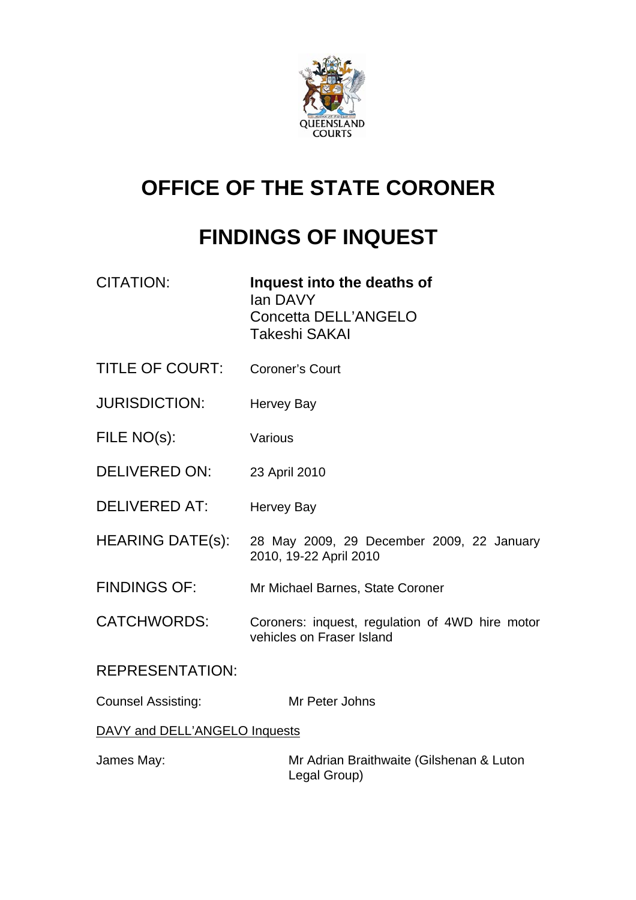# OFFICE OF THE STATE CORONER

# FINDINGS OF INQUEST

| | |
|---|---|
| CITATION: | **Inquest into the deaths of** Ian DAVY Concetta DELL'ANGELO Takeshi SAKAI |
| TITLE OF COURT: | Coroner's Court |
| JURISDICTION: | Hervey Bay |
| FILE NO(s): | Various |
| DELIVERED ON: | 23 April 2010 |
| DELIVERED AT: | Hervey Bay |
| HEARING DATE(s): | 28 May 2009, 29 December 2009, 22 January 2010, 19-22 April 2010 |
| FINDINGS OF: | Mr Michael Barnes, State Coroner |
| CATCHWORDS: | Coroners: inquest, regulation of 4WD hire motor vehicles on Fraser Island |

REPRESENTATION:

| | |
|---|---|
| Counsel Assisting: | Mr Peter Johns |

DAVY and DELL'ANGELO Inquests

| | |
|---|---|
| James May: | Mr Adrian Braithwaite (Gilshenan & Luton Legal Group) |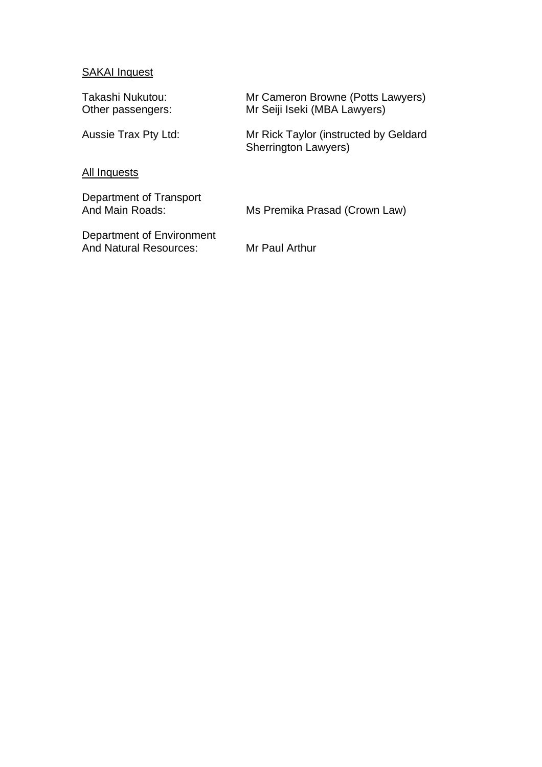<u>SAKAI Inquest</u>

| | |
|---|---|
| Takashi Nukutou: | Mr Cameron Browne (Potts Lawyers) |
| Other passengers: | Mr Seiji Iseki (MBA Lawyers) |
| Aussie Trax Pty Ltd: | Mr Rick Taylor (instructed by Geldard Sherrington Lawyers) |

<u>All Inquests</u>

| | |
|---|---|
| Department of Transport And Main Roads: | Ms Premika Prasad (Crown Law) |
| Department of Environment And Natural Resources: | Mr Paul Arthur |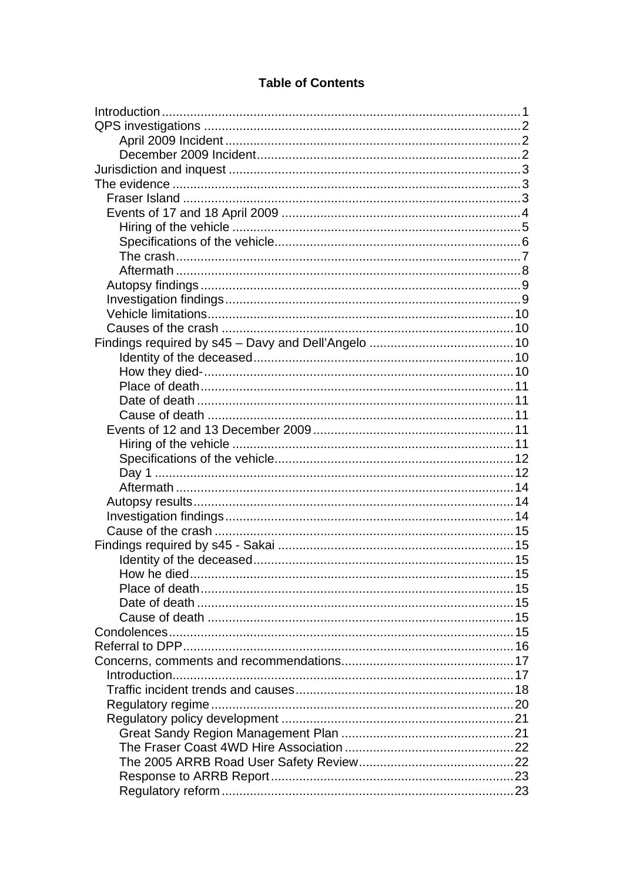**Table of Contents**

| | |
|---|---|
| Introduction | 1 |
| QPS investigations | 2 |
| &nbsp;&nbsp;&nbsp;&nbsp;April 2009 Incident | 2 |
| &nbsp;&nbsp;&nbsp;&nbsp;December 2009 Incident | 2 |
| Jurisdiction and inquest | 3 |
| The evidence | 3 |
| &nbsp;&nbsp;Fraser Island | 3 |
| &nbsp;&nbsp;Events of 17 and 18 April 2009 | 4 |
| &nbsp;&nbsp;&nbsp;&nbsp;Hiring of the vehicle | 5 |
| &nbsp;&nbsp;&nbsp;&nbsp;Specifications of the vehicle | 6 |
| &nbsp;&nbsp;&nbsp;&nbsp;The crash | 7 |
| &nbsp;&nbsp;&nbsp;&nbsp;Aftermath | 8 |
| &nbsp;&nbsp;Autopsy findings | 9 |
| &nbsp;&nbsp;Investigation findings | 9 |
| &nbsp;&nbsp;Vehicle limitations | 10 |
| &nbsp;&nbsp;Causes of the crash | 10 |
| Findings required by s45 – Davy and Dell'Angelo | 10 |
| &nbsp;&nbsp;&nbsp;&nbsp;Identity of the deceased | 10 |
| &nbsp;&nbsp;&nbsp;&nbsp;How they died- | 10 |
| &nbsp;&nbsp;&nbsp;&nbsp;Place of death | 11 |
| &nbsp;&nbsp;&nbsp;&nbsp;Date of death | 11 |
| &nbsp;&nbsp;&nbsp;&nbsp;Cause of death | 11 |
| &nbsp;&nbsp;Events of 12 and 13 December 2009 | 11 |
| &nbsp;&nbsp;&nbsp;&nbsp;Hiring of the vehicle | 11 |
| &nbsp;&nbsp;&nbsp;&nbsp;Specifications of the vehicle | 12 |
| &nbsp;&nbsp;&nbsp;&nbsp;Day 1 | 12 |
| &nbsp;&nbsp;&nbsp;&nbsp;Aftermath | 14 |
| &nbsp;&nbsp;Autopsy results | 14 |
| &nbsp;&nbsp;Investigation findings | 14 |
| &nbsp;&nbsp;Cause of the crash | 15 |
| Findings required by s45 - Sakai | 15 |
| &nbsp;&nbsp;&nbsp;&nbsp;Identity of the deceased | 15 |
| &nbsp;&nbsp;&nbsp;&nbsp;How he died | 15 |
| &nbsp;&nbsp;&nbsp;&nbsp;Place of death | 15 |
| &nbsp;&nbsp;&nbsp;&nbsp;Date of death | 15 |
| &nbsp;&nbsp;&nbsp;&nbsp;Cause of death | 15 |
| Condolences | 15 |
| Referral to DPP | 16 |
| Concerns, comments and recommendations | 17 |
| &nbsp;&nbsp;Introduction | 17 |
| &nbsp;&nbsp;Traffic incident trends and causes | 18 |
| &nbsp;&nbsp;Regulatory regime | 20 |
| &nbsp;&nbsp;Regulatory policy development | 21 |
| &nbsp;&nbsp;&nbsp;&nbsp;Great Sandy Region Management Plan | 21 |
| &nbsp;&nbsp;&nbsp;&nbsp;The Fraser Coast 4WD Hire Association | 22 |
| &nbsp;&nbsp;&nbsp;&nbsp;The 2005 ARRB Road User Safety Review | 22 |
| &nbsp;&nbsp;&nbsp;&nbsp;Response to ARRB Report | 23 |
| &nbsp;&nbsp;&nbsp;&nbsp;Regulatory reform | 23 |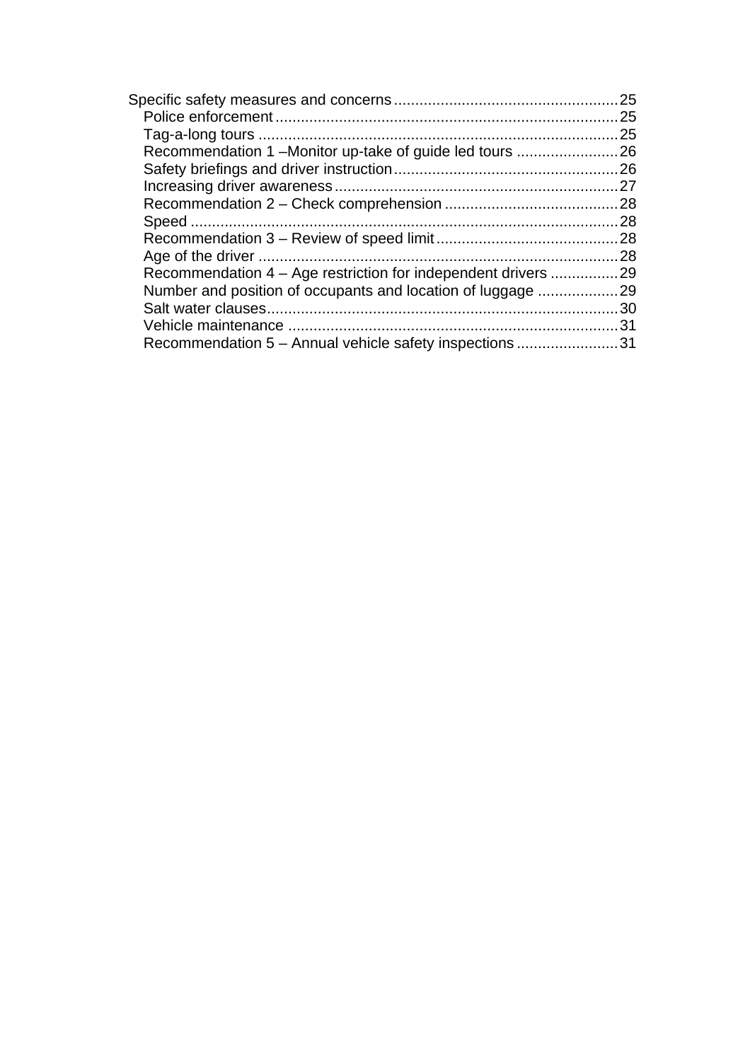Specific safety measures and concerns .................................................... 25
- Police enforcement ................................................................................ 25
- Tag-a-long tours ..................................................................................... 25
- Recommendation 1 –Monitor up-take of guide led tours ........................ 26
- Safety briefings and driver instruction .................................................... 26
- Increasing driver awareness .................................................................. 27
- Recommendation 2 – Check comprehension ......................................... 28
- Speed ..................................................................................................... 28
- Recommendation 3 – Review of speed limit ........................................... 28
- Age of the driver ..................................................................................... 28
- Recommendation 4 – Age restriction for independent drivers ................ 29
- Number and position of occupants and location of luggage ................... 29
- Salt water clauses ................................................................................... 30
- Vehicle maintenance .............................................................................. 31
- Recommendation 5 – Annual vehicle safety inspections ........................ 31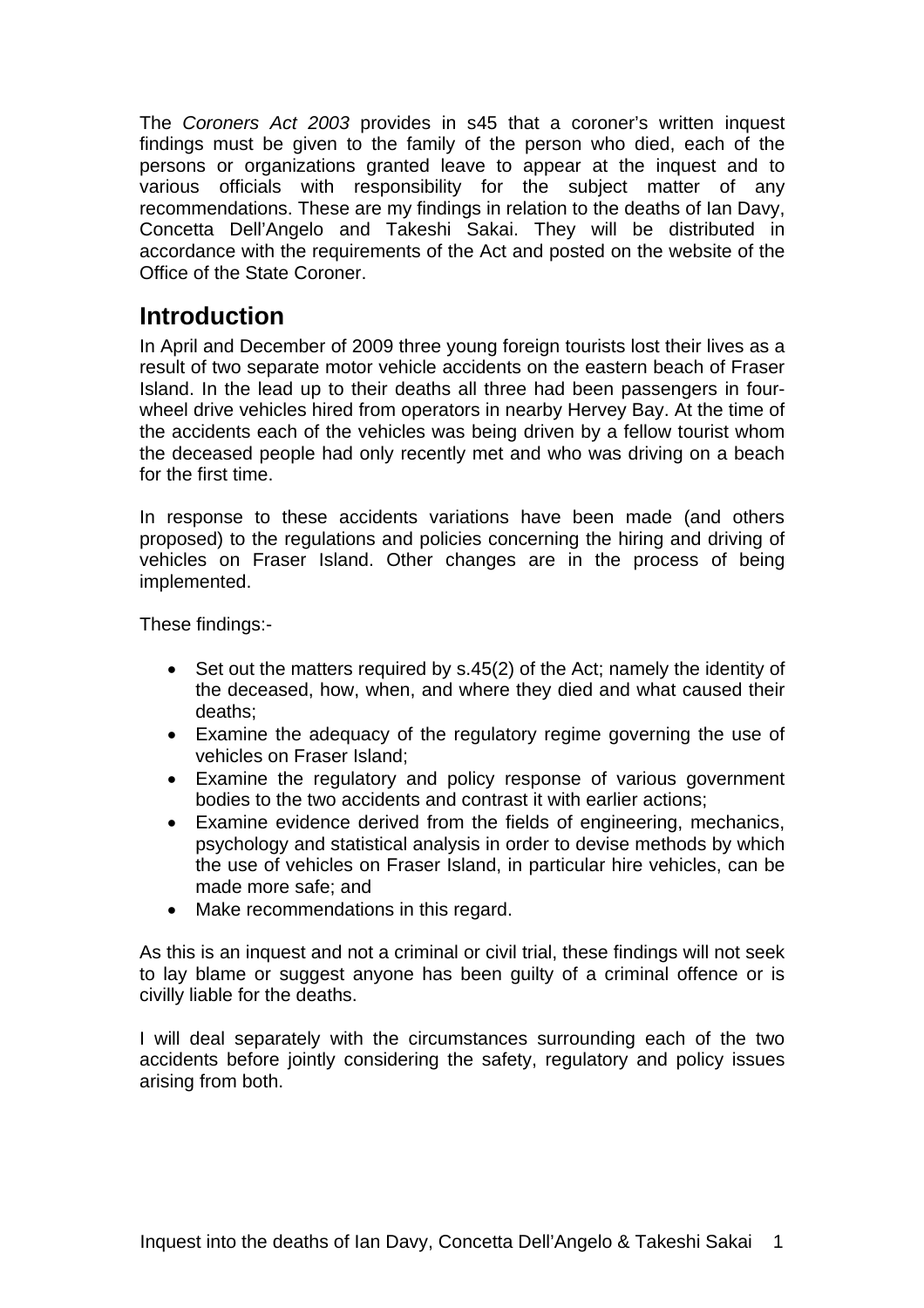The *Coroners Act 2003* provides in s45 that a coroner's written inquest findings must be given to the family of the person who died, each of the persons or organizations granted leave to appear at the inquest and to various officials with responsibility for the subject matter of any recommendations. These are my findings in relation to the deaths of Ian Davy, Concetta Dell'Angelo and Takeshi Sakai. They will be distributed in accordance with the requirements of the Act and posted on the website of the Office of the State Coroner.

## Introduction

In April and December of 2009 three young foreign tourists lost their lives as a result of two separate motor vehicle accidents on the eastern beach of Fraser Island. In the lead up to their deaths all three had been passengers in four-wheel drive vehicles hired from operators in nearby Hervey Bay. At the time of the accidents each of the vehicles was being driven by a fellow tourist whom the deceased people had only recently met and who was driving on a beach for the first time.

In response to these accidents variations have been made (and others proposed) to the regulations and policies concerning the hiring and driving of vehicles on Fraser Island. Other changes are in the process of being implemented.

These findings:-

- Set out the matters required by s.45(2) of the Act; namely the identity of the deceased, how, when, and where they died and what caused their deaths;
- Examine the adequacy of the regulatory regime governing the use of vehicles on Fraser Island;
- Examine the regulatory and policy response of various government bodies to the two accidents and contrast it with earlier actions;
- Examine evidence derived from the fields of engineering, mechanics, psychology and statistical analysis in order to devise methods by which the use of vehicles on Fraser Island, in particular hire vehicles, can be made more safe; and
- Make recommendations in this regard.

As this is an inquest and not a criminal or civil trial, these findings will not seek to lay blame or suggest anyone has been guilty of a criminal offence or is civilly liable for the deaths.

I will deal separately with the circumstances surrounding each of the two accidents before jointly considering the safety, regulatory and policy issues arising from both.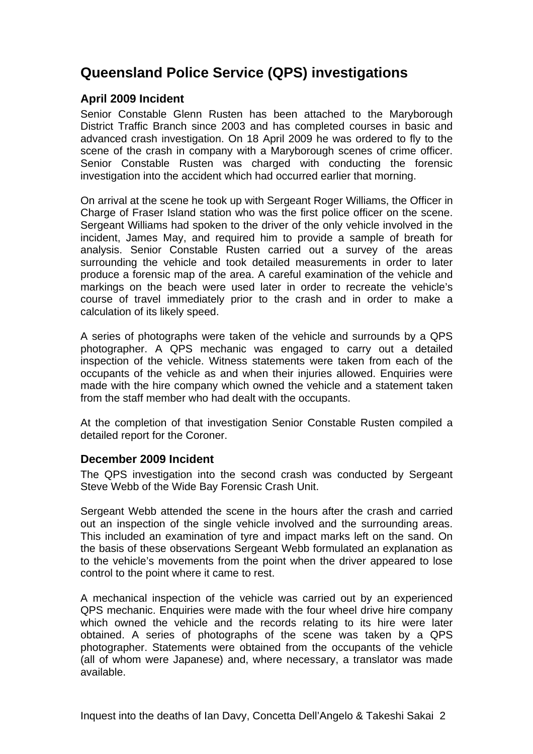## Queensland Police Service (QPS) investigations

### April 2009 Incident

Senior Constable Glenn Rusten has been attached to the Maryborough District Traffic Branch since 2003 and has completed courses in basic and advanced crash investigation. On 18 April 2009 he was ordered to fly to the scene of the crash in company with a Maryborough scenes of crime officer. Senior Constable Rusten was charged with conducting the forensic investigation into the accident which had occurred earlier that morning.

On arrival at the scene he took up with Sergeant Roger Williams, the Officer in Charge of Fraser Island station who was the first police officer on the scene. Sergeant Williams had spoken to the driver of the only vehicle involved in the incident, James May, and required him to provide a sample of breath for analysis. Senior Constable Rusten carried out a survey of the areas surrounding the vehicle and took detailed measurements in order to later produce a forensic map of the area. A careful examination of the vehicle and markings on the beach were used later in order to recreate the vehicle's course of travel immediately prior to the crash and in order to make a calculation of its likely speed.

A series of photographs were taken of the vehicle and surrounds by a QPS photographer. A QPS mechanic was engaged to carry out a detailed inspection of the vehicle. Witness statements were taken from each of the occupants of the vehicle as and when their injuries allowed. Enquiries were made with the hire company which owned the vehicle and a statement taken from the staff member who had dealt with the occupants.

At the completion of that investigation Senior Constable Rusten compiled a detailed report for the Coroner.

### December 2009 Incident

The QPS investigation into the second crash was conducted by Sergeant Steve Webb of the Wide Bay Forensic Crash Unit.

Sergeant Webb attended the scene in the hours after the crash and carried out an inspection of the single vehicle involved and the surrounding areas. This included an examination of tyre and impact marks left on the sand. On the basis of these observations Sergeant Webb formulated an explanation as to the vehicle's movements from the point when the driver appeared to lose control to the point where it came to rest.

A mechanical inspection of the vehicle was carried out by an experienced QPS mechanic. Enquiries were made with the four wheel drive hire company which owned the vehicle and the records relating to its hire were later obtained. A series of photographs of the scene was taken by a QPS photographer. Statements were obtained from the occupants of the vehicle (all of whom were Japanese) and, where necessary, a translator was made available.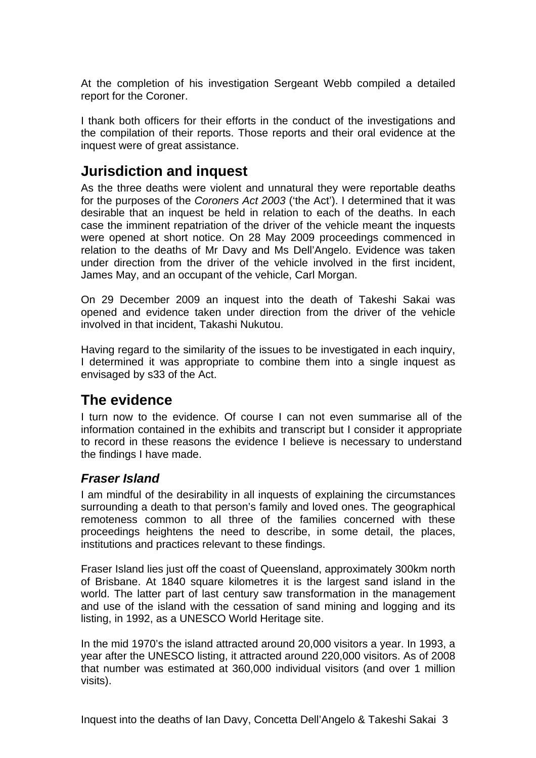At the completion of his investigation Sergeant Webb compiled a detailed report for the Coroner.

I thank both officers for their efforts in the conduct of the investigations and the compilation of their reports. Those reports and their oral evidence at the inquest were of great assistance.

## Jurisdiction and inquest

As the three deaths were violent and unnatural they were reportable deaths for the purposes of the *Coroners Act 2003* ('the Act'). I determined that it was desirable that an inquest be held in relation to each of the deaths. In each case the imminent repatriation of the driver of the vehicle meant the inquests were opened at short notice. On 28 May 2009 proceedings commenced in relation to the deaths of Mr Davy and Ms Dell'Angelo. Evidence was taken under direction from the driver of the vehicle involved in the first incident, James May, and an occupant of the vehicle, Carl Morgan.

On 29 December 2009 an inquest into the death of Takeshi Sakai was opened and evidence taken under direction from the driver of the vehicle involved in that incident, Takashi Nukutou.

Having regard to the similarity of the issues to be investigated in each inquiry, I determined it was appropriate to combine them into a single inquest as envisaged by s33 of the Act.

## The evidence

I turn now to the evidence. Of course I can not even summarise all of the information contained in the exhibits and transcript but I consider it appropriate to record in these reasons the evidence I believe is necessary to understand the findings I have made.

### *Fraser Island*

I am mindful of the desirability in all inquests of explaining the circumstances surrounding a death to that person's family and loved ones. The geographical remoteness common to all three of the families concerned with these proceedings heightens the need to describe, in some detail, the places, institutions and practices relevant to these findings.

Fraser Island lies just off the coast of Queensland, approximately 300km north of Brisbane. At 1840 square kilometres it is the largest sand island in the world. The latter part of last century saw transformation in the management and use of the island with the cessation of sand mining and logging and its listing, in 1992, as a UNESCO World Heritage site.

In the mid 1970's the island attracted around 20,000 visitors a year. In 1993, a year after the UNESCO listing, it attracted around 220,000 visitors. As of 2008 that number was estimated at 360,000 individual visitors (and over 1 million visits).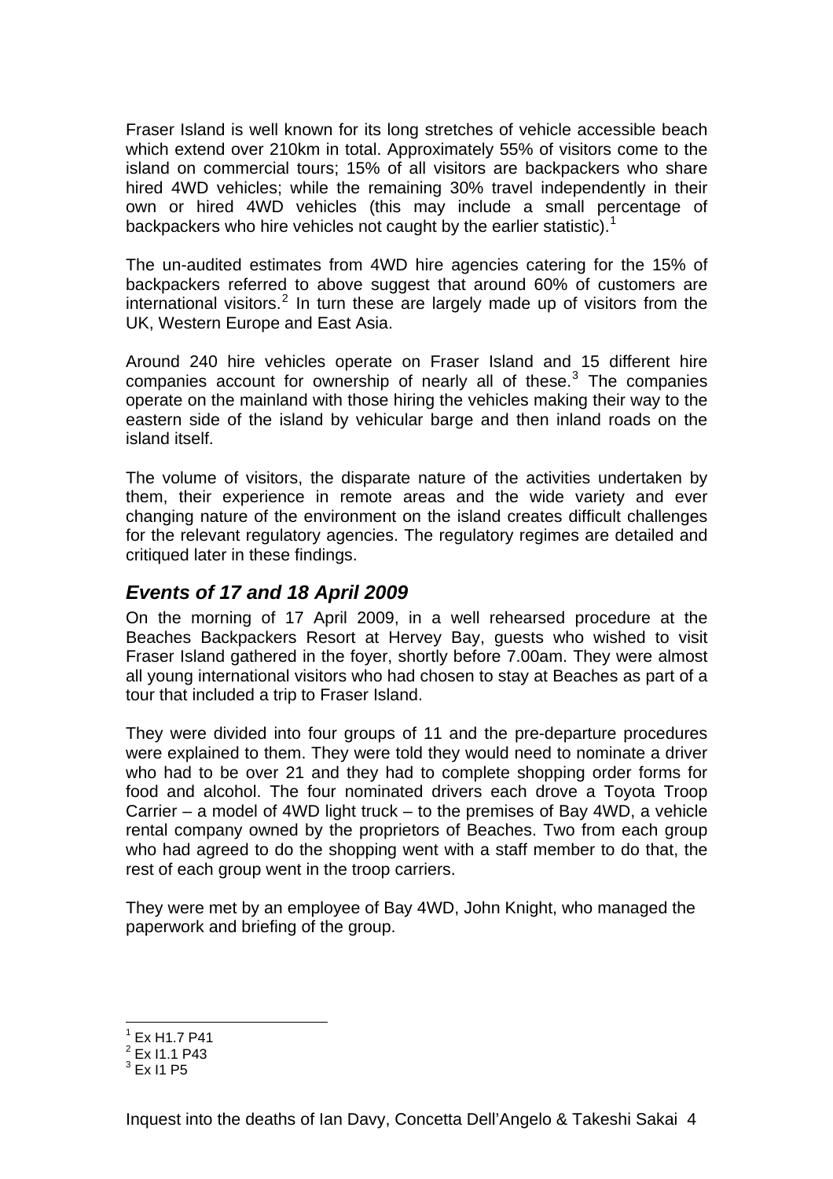Fraser Island is well known for its long stretches of vehicle accessible beach which extend over 210km in total. Approximately 55% of visitors come to the island on commercial tours; 15% of all visitors are backpackers who share hired 4WD vehicles; while the remaining 30% travel independently in their own or hired 4WD vehicles (this may include a small percentage of backpackers who hire vehicles not caught by the earlier statistic).[1]

The un-audited estimates from 4WD hire agencies catering for the 15% of backpackers referred to above suggest that around 60% of customers are international visitors.[2] In turn these are largely made up of visitors from the UK, Western Europe and East Asia.

Around 240 hire vehicles operate on Fraser Island and 15 different hire companies account for ownership of nearly all of these.[3] The companies operate on the mainland with those hiring the vehicles making their way to the eastern side of the island by vehicular barge and then inland roads on the island itself.

The volume of visitors, the disparate nature of the activities undertaken by them, their experience in remote areas and the wide variety and ever changing nature of the environment on the island creates difficult challenges for the relevant regulatory agencies. The regulatory regimes are detailed and critiqued later in these findings.

## *Events of 17 and 18 April 2009*

On the morning of 17 April 2009, in a well rehearsed procedure at the Beaches Backpackers Resort at Hervey Bay, guests who wished to visit Fraser Island gathered in the foyer, shortly before 7.00am. They were almost all young international visitors who had chosen to stay at Beaches as part of a tour that included a trip to Fraser Island.

They were divided into four groups of 11 and the pre-departure procedures were explained to them. They were told they would need to nominate a driver who had to be over 21 and they had to complete shopping order forms for food and alcohol. The four nominated drivers each drove a Toyota Troop Carrier – a model of 4WD light truck – to the premises of Bay 4WD, a vehicle rental company owned by the proprietors of Beaches. Two from each group who had agreed to do the shopping went with a staff member to do that, the rest of each group went in the troop carriers.

They were met by an employee of Bay 4WD, John Knight, who managed the paperwork and briefing of the group.

[1] Ex H1.7 P41
[2] Ex I1.1 P43
[3] Ex I1 P5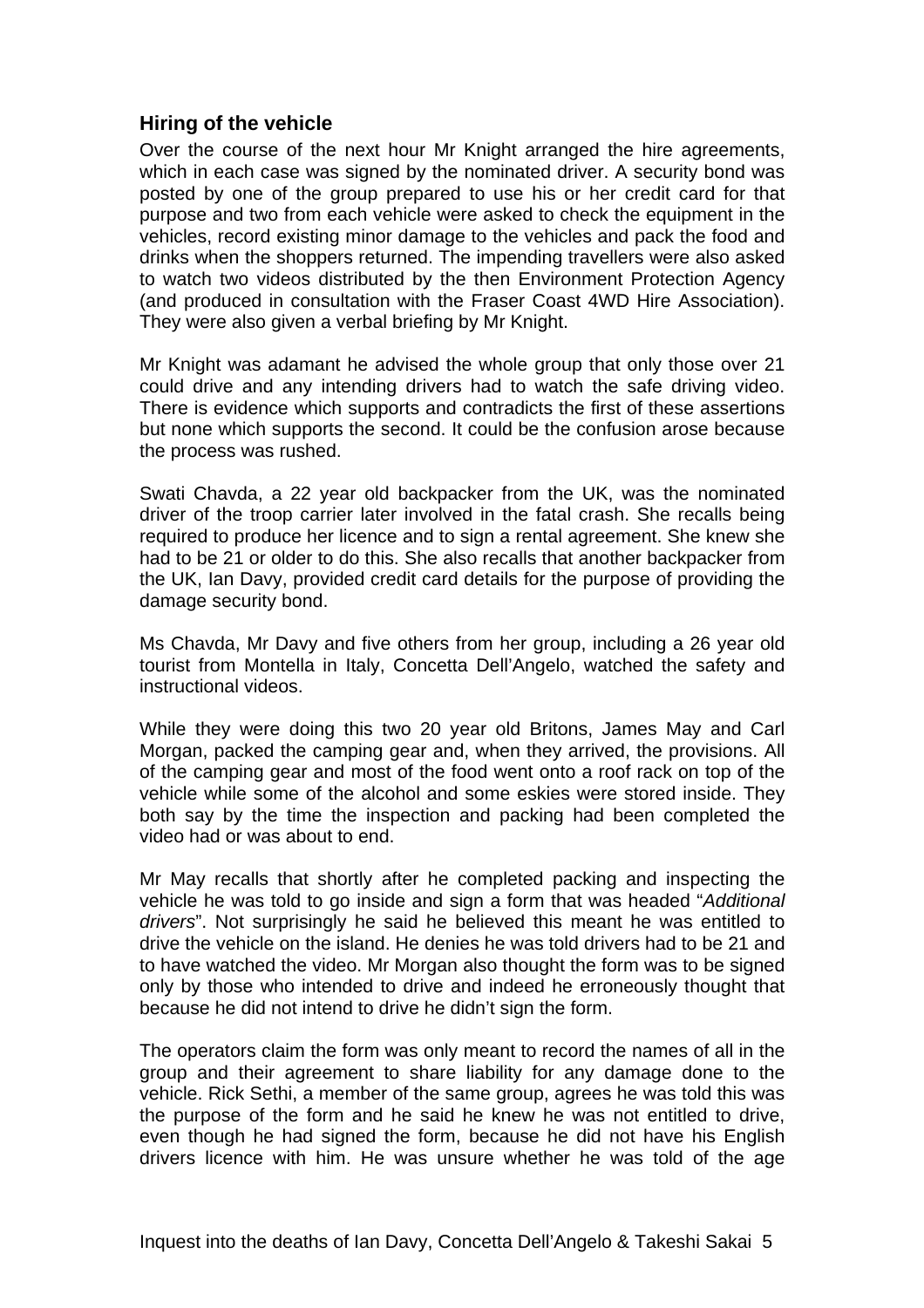### Hiring of the vehicle

Over the course of the next hour Mr Knight arranged the hire agreements, which in each case was signed by the nominated driver. A security bond was posted by one of the group prepared to use his or her credit card for that purpose and two from each vehicle were asked to check the equipment in the vehicles, record existing minor damage to the vehicles and pack the food and drinks when the shoppers returned. The impending travellers were also asked to watch two videos distributed by the then Environment Protection Agency (and produced in consultation with the Fraser Coast 4WD Hire Association). They were also given a verbal briefing by Mr Knight.

Mr Knight was adamant he advised the whole group that only those over 21 could drive and any intending drivers had to watch the safe driving video. There is evidence which supports and contradicts the first of these assertions but none which supports the second. It could be the confusion arose because the process was rushed.

Swati Chavda, a 22 year old backpacker from the UK, was the nominated driver of the troop carrier later involved in the fatal crash. She recalls being required to produce her licence and to sign a rental agreement. She knew she had to be 21 or older to do this. She also recalls that another backpacker from the UK, Ian Davy, provided credit card details for the purpose of providing the damage security bond.

Ms Chavda, Mr Davy and five others from her group, including a 26 year old tourist from Montella in Italy, Concetta Dell'Angelo, watched the safety and instructional videos.

While they were doing this two 20 year old Britons, James May and Carl Morgan, packed the camping gear and, when they arrived, the provisions. All of the camping gear and most of the food went onto a roof rack on top of the vehicle while some of the alcohol and some eskies were stored inside. They both say by the time the inspection and packing had been completed the video had or was about to end.

Mr May recalls that shortly after he completed packing and inspecting the vehicle he was told to go inside and sign a form that was headed "*Additional drivers*". Not surprisingly he said he believed this meant he was entitled to drive the vehicle on the island. He denies he was told drivers had to be 21 and to have watched the video. Mr Morgan also thought the form was to be signed only by those who intended to drive and indeed he erroneously thought that because he did not intend to drive he didn't sign the form.

The operators claim the form was only meant to record the names of all in the group and their agreement to share liability for any damage done to the vehicle. Rick Sethi, a member of the same group, agrees he was told this was the purpose of the form and he said he knew he was not entitled to drive, even though he had signed the form, because he did not have his English drivers licence with him. He was unsure whether he was told of the age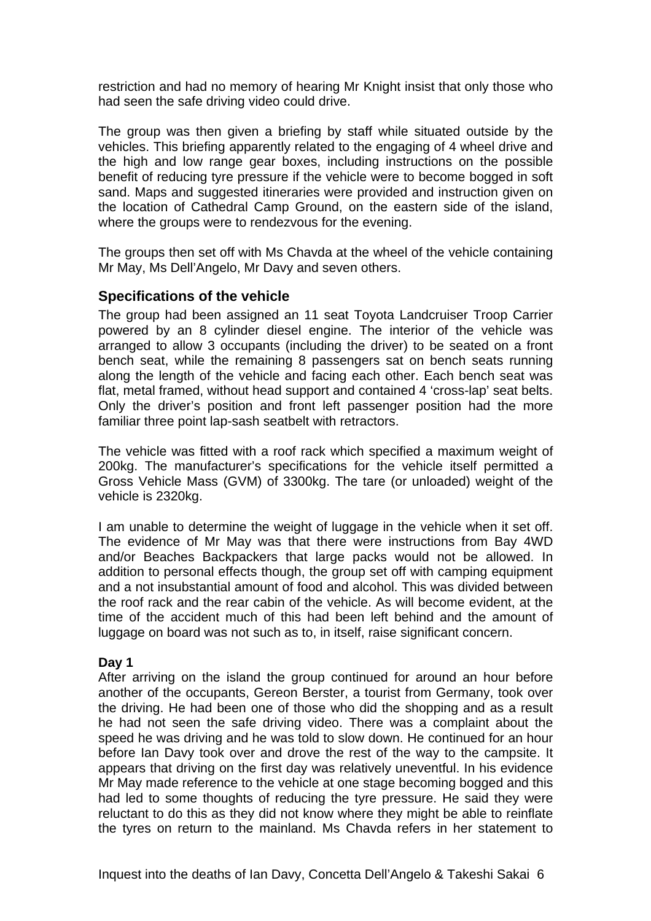restriction and had no memory of hearing Mr Knight insist that only those who had seen the safe driving video could drive.

The group was then given a briefing by staff while situated outside by the vehicles. This briefing apparently related to the engaging of 4 wheel drive and the high and low range gear boxes, including instructions on the possible benefit of reducing tyre pressure if the vehicle were to become bogged in soft sand. Maps and suggested itineraries were provided and instruction given on the location of Cathedral Camp Ground, on the eastern side of the island, where the groups were to rendezvous for the evening.

The groups then set off with Ms Chavda at the wheel of the vehicle containing Mr May, Ms Dell'Angelo, Mr Davy and seven others.

## Specifications of the vehicle

The group had been assigned an 11 seat Toyota Landcruiser Troop Carrier powered by an 8 cylinder diesel engine. The interior of the vehicle was arranged to allow 3 occupants (including the driver) to be seated on a front bench seat, while the remaining 8 passengers sat on bench seats running along the length of the vehicle and facing each other. Each bench seat was flat, metal framed, without head support and contained 4 'cross-lap' seat belts. Only the driver's position and front left passenger position had the more familiar three point lap-sash seatbelt with retractors.

The vehicle was fitted with a roof rack which specified a maximum weight of 200kg. The manufacturer's specifications for the vehicle itself permitted a Gross Vehicle Mass (GVM) of 3300kg. The tare (or unloaded) weight of the vehicle is 2320kg.

I am unable to determine the weight of luggage in the vehicle when it set off. The evidence of Mr May was that there were instructions from Bay 4WD and/or Beaches Backpackers that large packs would not be allowed. In addition to personal effects though, the group set off with camping equipment and a not insubstantial amount of food and alcohol. This was divided between the roof rack and the rear cabin of the vehicle. As will become evident, at the time of the accident much of this had been left behind and the amount of luggage on board was not such as to, in itself, raise significant concern.

### Day 1

After arriving on the island the group continued for around an hour before another of the occupants, Gereon Berster, a tourist from Germany, took over the driving. He had been one of those who did the shopping and as a result he had not seen the safe driving video. There was a complaint about the speed he was driving and he was told to slow down. He continued for an hour before Ian Davy took over and drove the rest of the way to the campsite. It appears that driving on the first day was relatively uneventful. In his evidence Mr May made reference to the vehicle at one stage becoming bogged and this had led to some thoughts of reducing the tyre pressure. He said they were reluctant to do this as they did not know where they might be able to reinflate the tyres on return to the mainland. Ms Chavda refers in her statement to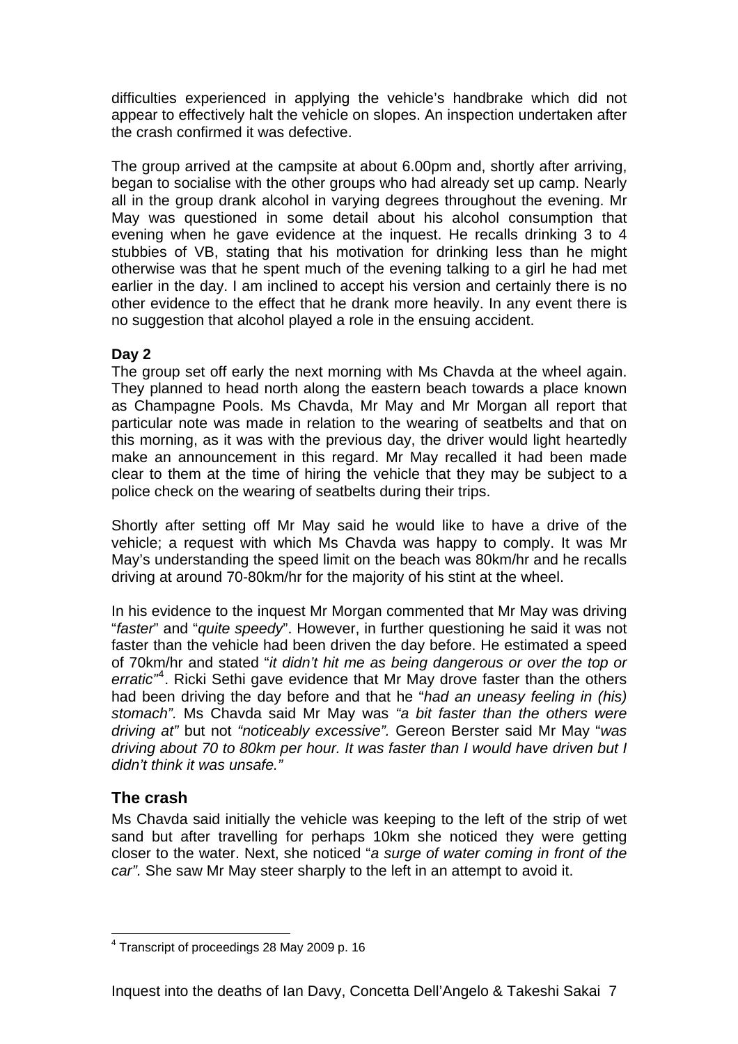difficulties experienced in applying the vehicle's handbrake which did not appear to effectively halt the vehicle on slopes. An inspection undertaken after the crash confirmed it was defective.

The group arrived at the campsite at about 6.00pm and, shortly after arriving, began to socialise with the other groups who had already set up camp. Nearly all in the group drank alcohol in varying degrees throughout the evening. Mr May was questioned in some detail about his alcohol consumption that evening when he gave evidence at the inquest. He recalls drinking 3 to 4 stubbies of VB, stating that his motivation for drinking less than he might otherwise was that he spent much of the evening talking to a girl he had met earlier in the day. I am inclined to accept his version and certainly there is no other evidence to the effect that he drank more heavily. In any event there is no suggestion that alcohol played a role in the ensuing accident.

**Day 2**

The group set off early the next morning with Ms Chavda at the wheel again. They planned to head north along the eastern beach towards a place known as Champagne Pools. Ms Chavda, Mr May and Mr Morgan all report that particular note was made in relation to the wearing of seatbelts and that on this morning, as it was with the previous day, the driver would light heartedly make an announcement in this regard. Mr May recalled it had been made clear to them at the time of hiring the vehicle that they may be subject to a police check on the wearing of seatbelts during their trips.

Shortly after setting off Mr May said he would like to have a drive of the vehicle; a request with which Ms Chavda was happy to comply. It was Mr May's understanding the speed limit on the beach was 80km/hr and he recalls driving at around 70-80km/hr for the majority of his stint at the wheel.

In his evidence to the inquest Mr Morgan commented that Mr May was driving "*faster*" and "*quite speedy*". However, in further questioning he said it was not faster than the vehicle had been driven the day before. He estimated a speed of 70km/hr and stated "*it didn't hit me as being dangerous or over the top or erratic"*[4]. Ricki Sethi gave evidence that Mr May drove faster than the others had been driving the day before and that he "*had an uneasy feeling in (his) stomach".* Ms Chavda said Mr May was *"a bit faster than the others were driving at"* but not *"noticeably excessive".* Gereon Berster said Mr May "*was driving about 70 to 80km per hour. It was faster than I would have driven but I didn't think it was unsafe."*

## The crash

Ms Chavda said initially the vehicle was keeping to the left of the strip of wet sand but after travelling for perhaps 10km she noticed they were getting closer to the water. Next, she noticed "*a surge of water coming in front of the car".* She saw Mr May steer sharply to the left in an attempt to avoid it.

---

[4] Transcript of proceedings 28 May 2009 p. 16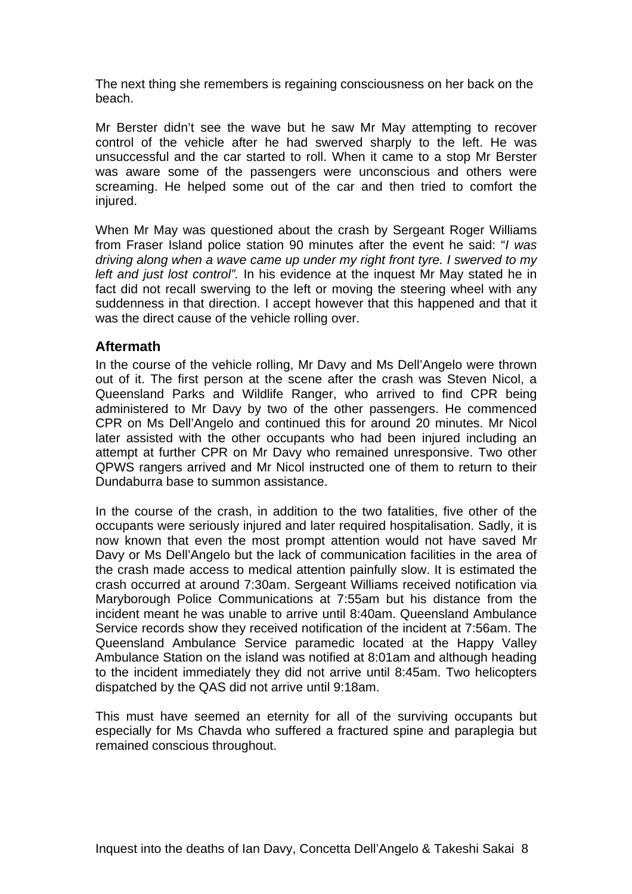The next thing she remembers is regaining consciousness on her back on the beach.

Mr Berster didn't see the wave but he saw Mr May attempting to recover control of the vehicle after he had swerved sharply to the left. He was unsuccessful and the car started to roll. When it came to a stop Mr Berster was aware some of the passengers were unconscious and others were screaming. He helped some out of the car and then tried to comfort the injured.

When Mr May was questioned about the crash by Sergeant Roger Williams from Fraser Island police station 90 minutes after the event he said: "*I was driving along when a wave came up under my right front tyre. I swerved to my left and just lost control".* In his evidence at the inquest Mr May stated he in fact did not recall swerving to the left or moving the steering wheel with any suddenness in that direction. I accept however that this happened and that it was the direct cause of the vehicle rolling over.

### Aftermath

In the course of the vehicle rolling, Mr Davy and Ms Dell'Angelo were thrown out of it. The first person at the scene after the crash was Steven Nicol, a Queensland Parks and Wildlife Ranger, who arrived to find CPR being administered to Mr Davy by two of the other passengers. He commenced CPR on Ms Dell'Angelo and continued this for around 20 minutes. Mr Nicol later assisted with the other occupants who had been injured including an attempt at further CPR on Mr Davy who remained unresponsive. Two other QPWS rangers arrived and Mr Nicol instructed one of them to return to their Dundaburra base to summon assistance.

In the course of the crash, in addition to the two fatalities, five other of the occupants were seriously injured and later required hospitalisation. Sadly, it is now known that even the most prompt attention would not have saved Mr Davy or Ms Dell'Angelo but the lack of communication facilities in the area of the crash made access to medical attention painfully slow. It is estimated the crash occurred at around 7:30am. Sergeant Williams received notification via Maryborough Police Communications at 7:55am but his distance from the incident meant he was unable to arrive until 8:40am. Queensland Ambulance Service records show they received notification of the incident at 7:56am. The Queensland Ambulance Service paramedic located at the Happy Valley Ambulance Station on the island was notified at 8:01am and although heading to the incident immediately they did not arrive until 8:45am. Two helicopters dispatched by the QAS did not arrive until 9:18am.

This must have seemed an eternity for all of the surviving occupants but especially for Ms Chavda who suffered a fractured spine and paraplegia but remained conscious throughout.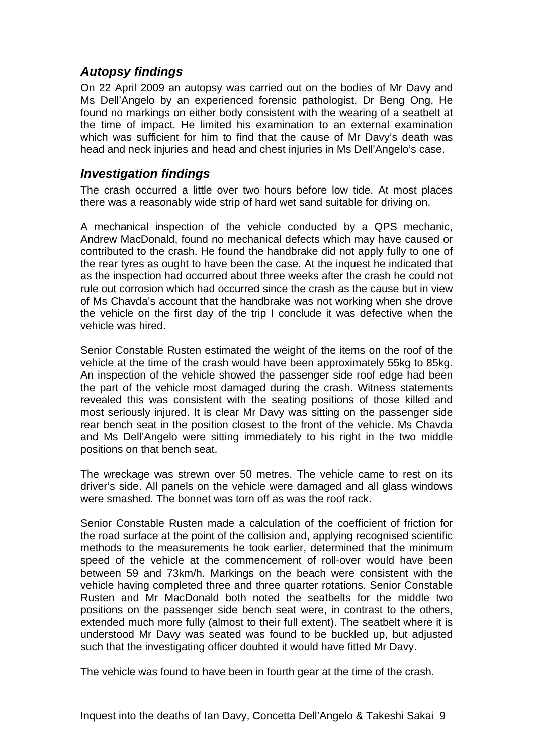### *Autopsy findings*

On 22 April 2009 an autopsy was carried out on the bodies of Mr Davy and Ms Dell'Angelo by an experienced forensic pathologist, Dr Beng Ong, He found no markings on either body consistent with the wearing of a seatbelt at the time of impact. He limited his examination to an external examination which was sufficient for him to find that the cause of Mr Davy's death was head and neck injuries and head and chest injuries in Ms Dell'Angelo's case.

### *Investigation findings*

The crash occurred a little over two hours before low tide. At most places there was a reasonably wide strip of hard wet sand suitable for driving on.

A mechanical inspection of the vehicle conducted by a QPS mechanic, Andrew MacDonald, found no mechanical defects which may have caused or contributed to the crash. He found the handbrake did not apply fully to one of the rear tyres as ought to have been the case. At the inquest he indicated that as the inspection had occurred about three weeks after the crash he could not rule out corrosion which had occurred since the crash as the cause but in view of Ms Chavda's account that the handbrake was not working when she drove the vehicle on the first day of the trip I conclude it was defective when the vehicle was hired.

Senior Constable Rusten estimated the weight of the items on the roof of the vehicle at the time of the crash would have been approximately 55kg to 85kg. An inspection of the vehicle showed the passenger side roof edge had been the part of the vehicle most damaged during the crash. Witness statements revealed this was consistent with the seating positions of those killed and most seriously injured. It is clear Mr Davy was sitting on the passenger side rear bench seat in the position closest to the front of the vehicle. Ms Chavda and Ms Dell'Angelo were sitting immediately to his right in the two middle positions on that bench seat.

The wreckage was strewn over 50 metres. The vehicle came to rest on its driver's side. All panels on the vehicle were damaged and all glass windows were smashed. The bonnet was torn off as was the roof rack.

Senior Constable Rusten made a calculation of the coefficient of friction for the road surface at the point of the collision and, applying recognised scientific methods to the measurements he took earlier, determined that the minimum speed of the vehicle at the commencement of roll-over would have been between 59 and 73km/h. Markings on the beach were consistent with the vehicle having completed three and three quarter rotations. Senior Constable Rusten and Mr MacDonald both noted the seatbelts for the middle two positions on the passenger side bench seat were, in contrast to the others, extended much more fully (almost to their full extent). The seatbelt where it is understood Mr Davy was seated was found to be buckled up, but adjusted such that the investigating officer doubted it would have fitted Mr Davy.

The vehicle was found to have been in fourth gear at the time of the crash.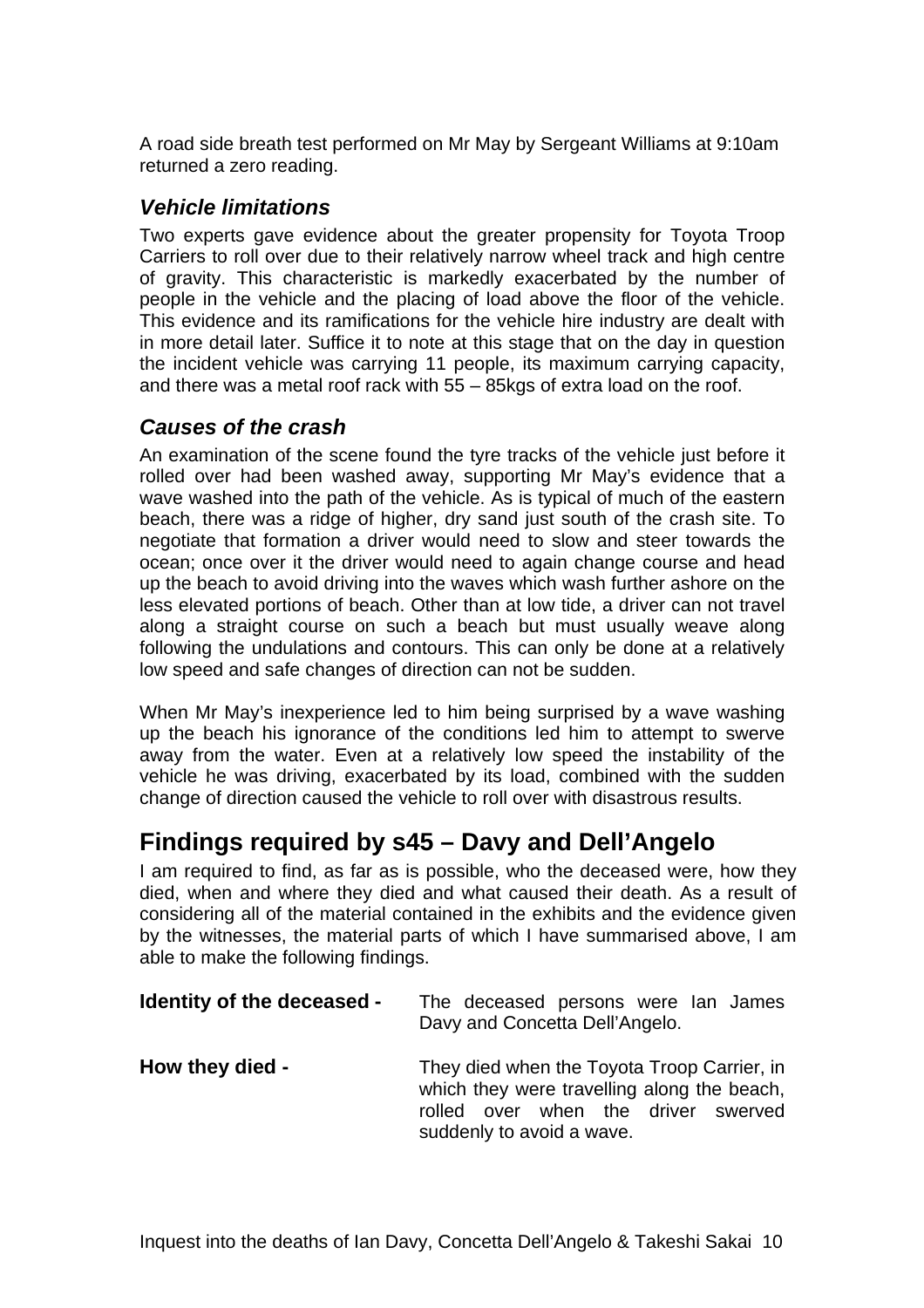A road side breath test performed on Mr May by Sergeant Williams at 9:10am returned a zero reading.

### *Vehicle limitations*

Two experts gave evidence about the greater propensity for Toyota Troop Carriers to roll over due to their relatively narrow wheel track and high centre of gravity. This characteristic is markedly exacerbated by the number of people in the vehicle and the placing of load above the floor of the vehicle. This evidence and its ramifications for the vehicle hire industry are dealt with in more detail later. Suffice it to note at this stage that on the day in question the incident vehicle was carrying 11 people, its maximum carrying capacity, and there was a metal roof rack with 55 – 85kgs of extra load on the roof.

### *Causes of the crash*

An examination of the scene found the tyre tracks of the vehicle just before it rolled over had been washed away, supporting Mr May's evidence that a wave washed into the path of the vehicle. As is typical of much of the eastern beach, there was a ridge of higher, dry sand just south of the crash site. To negotiate that formation a driver would need to slow and steer towards the ocean; once over it the driver would need to again change course and head up the beach to avoid driving into the waves which wash further ashore on the less elevated portions of beach. Other than at low tide, a driver can not travel along a straight course on such a beach but must usually weave along following the undulations and contours. This can only be done at a relatively low speed and safe changes of direction can not be sudden.

When Mr May's inexperience led to him being surprised by a wave washing up the beach his ignorance of the conditions led him to attempt to swerve away from the water. Even at a relatively low speed the instability of the vehicle he was driving, exacerbated by its load, combined with the sudden change of direction caused the vehicle to roll over with disastrous results.

## Findings required by s45 – Davy and Dell'Angelo

I am required to find, as far as is possible, who the deceased were, how they died, when and where they died and what caused their death. As a result of considering all of the material contained in the exhibits and the evidence given by the witnesses, the material parts of which I have summarised above, I am able to make the following findings.

**Identity of the deceased -** The deceased persons were Ian James Davy and Concetta Dell'Angelo.

**How they died -** They died when the Toyota Troop Carrier, in which they were travelling along the beach, rolled over when the driver swerved suddenly to avoid a wave.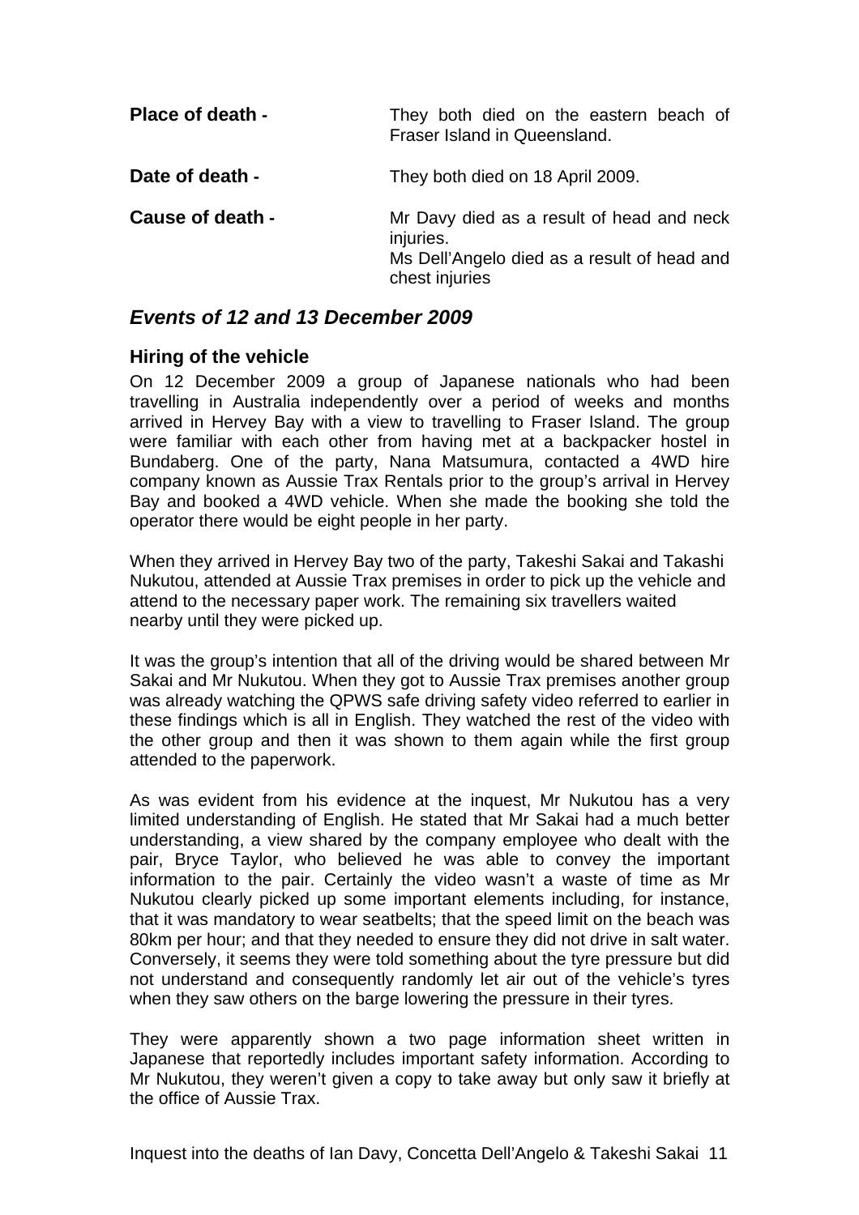**Place of death -** They both died on the eastern beach of Fraser Island in Queensland.

**Date of death -** They both died on 18 April 2009.

**Cause of death -** Mr Davy died as a result of head and neck injuries.
Ms Dell'Angelo died as a result of head and chest injuries

## *Events of 12 and 13 December 2009*

### Hiring of the vehicle

On 12 December 2009 a group of Japanese nationals who had been travelling in Australia independently over a period of weeks and months arrived in Hervey Bay with a view to travelling to Fraser Island. The group were familiar with each other from having met at a backpacker hostel in Bundaberg. One of the party, Nana Matsumura, contacted a 4WD hire company known as Aussie Trax Rentals prior to the group's arrival in Hervey Bay and booked a 4WD vehicle. When she made the booking she told the operator there would be eight people in her party.

When they arrived in Hervey Bay two of the party, Takeshi Sakai and Takashi Nukutou, attended at Aussie Trax premises in order to pick up the vehicle and attend to the necessary paper work. The remaining six travellers waited nearby until they were picked up.

It was the group's intention that all of the driving would be shared between Mr Sakai and Mr Nukutou. When they got to Aussie Trax premises another group was already watching the QPWS safe driving safety video referred to earlier in these findings which is all in English. They watched the rest of the video with the other group and then it was shown to them again while the first group attended to the paperwork.

As was evident from his evidence at the inquest, Mr Nukutou has a very limited understanding of English. He stated that Mr Sakai had a much better understanding, a view shared by the company employee who dealt with the pair, Bryce Taylor, who believed he was able to convey the important information to the pair. Certainly the video wasn't a waste of time as Mr Nukutou clearly picked up some important elements including, for instance, that it was mandatory to wear seatbelts; that the speed limit on the beach was 80km per hour; and that they needed to ensure they did not drive in salt water. Conversely, it seems they were told something about the tyre pressure but did not understand and consequently randomly let air out of the vehicle's tyres when they saw others on the barge lowering the pressure in their tyres.

They were apparently shown a two page information sheet written in Japanese that reportedly includes important safety information. According to Mr Nukutou, they weren't given a copy to take away but only saw it briefly at the office of Aussie Trax.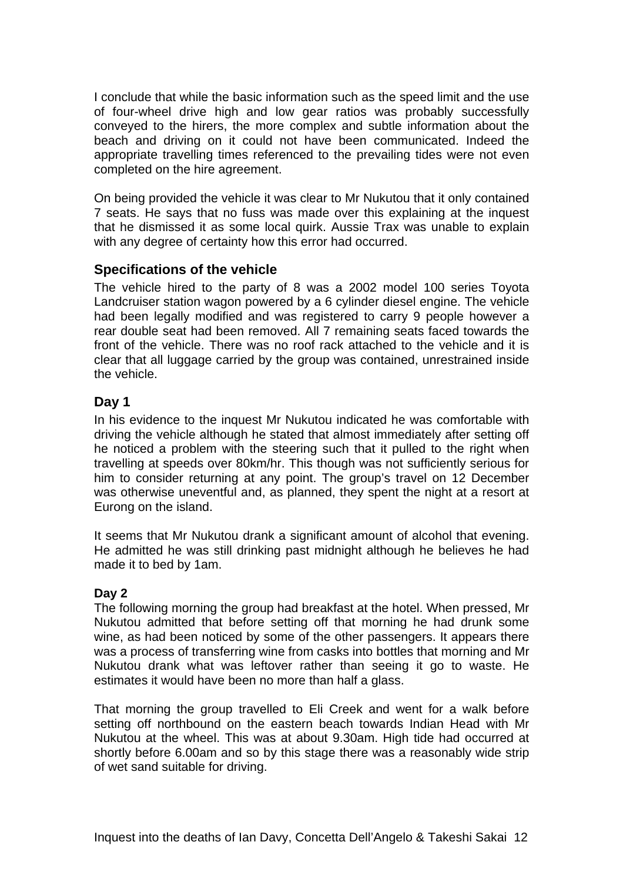I conclude that while the basic information such as the speed limit and the use of four-wheel drive high and low gear ratios was probably successfully conveyed to the hirers, the more complex and subtle information about the beach and driving on it could not have been communicated. Indeed the appropriate travelling times referenced to the prevailing tides were not even completed on the hire agreement.

On being provided the vehicle it was clear to Mr Nukutou that it only contained 7 seats. He says that no fuss was made over this explaining at the inquest that he dismissed it as some local quirk. Aussie Trax was unable to explain with any degree of certainty how this error had occurred.

## Specifications of the vehicle

The vehicle hired to the party of 8 was a 2002 model 100 series Toyota Landcruiser station wagon powered by a 6 cylinder diesel engine. The vehicle had been legally modified and was registered to carry 9 people however a rear double seat had been removed. All 7 remaining seats faced towards the front of the vehicle. There was no roof rack attached to the vehicle and it is clear that all luggage carried by the group was contained, unrestrained inside the vehicle.

## Day 1

In his evidence to the inquest Mr Nukutou indicated he was comfortable with driving the vehicle although he stated that almost immediately after setting off he noticed a problem with the steering such that it pulled to the right when travelling at speeds over 80km/hr. This though was not sufficiently serious for him to consider returning at any point. The group's travel on 12 December was otherwise uneventful and, as planned, they spent the night at a resort at Eurong on the island.

It seems that Mr Nukutou drank a significant amount of alcohol that evening. He admitted he was still drinking past midnight although he believes he had made it to bed by 1am.

### Day 2

The following morning the group had breakfast at the hotel. When pressed, Mr Nukutou admitted that before setting off that morning he had drunk some wine, as had been noticed by some of the other passengers. It appears there was a process of transferring wine from casks into bottles that morning and Mr Nukutou drank what was leftover rather than seeing it go to waste. He estimates it would have been no more than half a glass.

That morning the group travelled to Eli Creek and went for a walk before setting off northbound on the eastern beach towards Indian Head with Mr Nukutou at the wheel. This was at about 9.30am. High tide had occurred at shortly before 6.00am and so by this stage there was a reasonably wide strip of wet sand suitable for driving.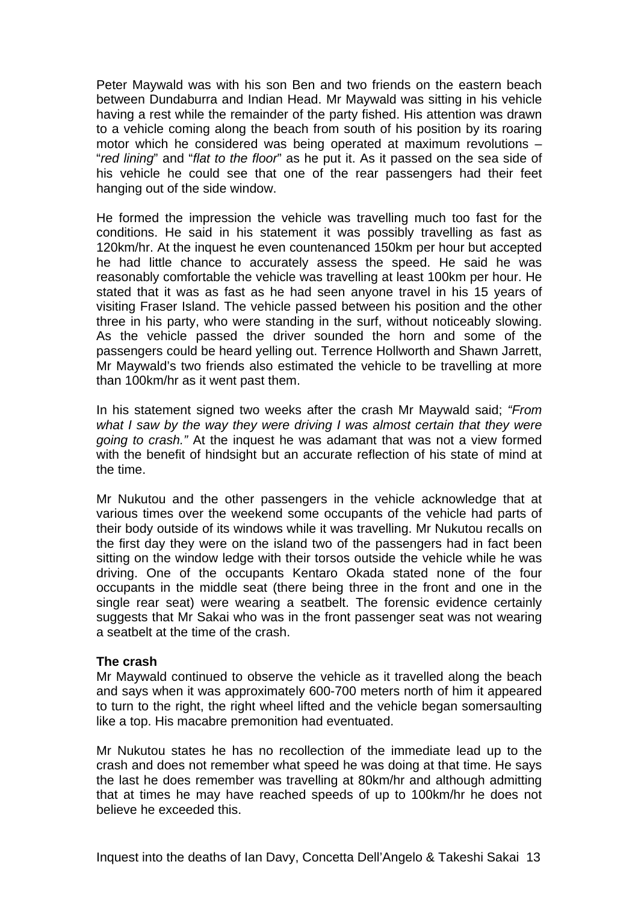Peter Maywald was with his son Ben and two friends on the eastern beach between Dundaburra and Indian Head. Mr Maywald was sitting in his vehicle having a rest while the remainder of the party fished. His attention was drawn to a vehicle coming along the beach from south of his position by its roaring motor which he considered was being operated at maximum revolutions – "*red lining*" and "*flat to the floor*" as he put it. As it passed on the sea side of his vehicle he could see that one of the rear passengers had their feet hanging out of the side window.

He formed the impression the vehicle was travelling much too fast for the conditions. He said in his statement it was possibly travelling as fast as 120km/hr. At the inquest he even countenanced 150km per hour but accepted he had little chance to accurately assess the speed. He said he was reasonably comfortable the vehicle was travelling at least 100km per hour. He stated that it was as fast as he had seen anyone travel in his 15 years of visiting Fraser Island. The vehicle passed between his position and the other three in his party, who were standing in the surf, without noticeably slowing. As the vehicle passed the driver sounded the horn and some of the passengers could be heard yelling out. Terrence Hollworth and Shawn Jarrett, Mr Maywald's two friends also estimated the vehicle to be travelling at more than 100km/hr as it went past them.

In his statement signed two weeks after the crash Mr Maywald said; *"From what I saw by the way they were driving I was almost certain that they were going to crash."* At the inquest he was adamant that was not a view formed with the benefit of hindsight but an accurate reflection of his state of mind at the time.

Mr Nukutou and the other passengers in the vehicle acknowledge that at various times over the weekend some occupants of the vehicle had parts of their body outside of its windows while it was travelling. Mr Nukutou recalls on the first day they were on the island two of the passengers had in fact been sitting on the window ledge with their torsos outside the vehicle while he was driving. One of the occupants Kentaro Okada stated none of the four occupants in the middle seat (there being three in the front and one in the single rear seat) were wearing a seatbelt. The forensic evidence certainly suggests that Mr Sakai who was in the front passenger seat was not wearing a seatbelt at the time of the crash.

**The crash**

Mr Maywald continued to observe the vehicle as it travelled along the beach and says when it was approximately 600-700 meters north of him it appeared to turn to the right, the right wheel lifted and the vehicle began somersaulting like a top. His macabre premonition had eventuated.

Mr Nukutou states he has no recollection of the immediate lead up to the crash and does not remember what speed he was doing at that time. He says the last he does remember was travelling at 80km/hr and although admitting that at times he may have reached speeds of up to 100km/hr he does not believe he exceeded this.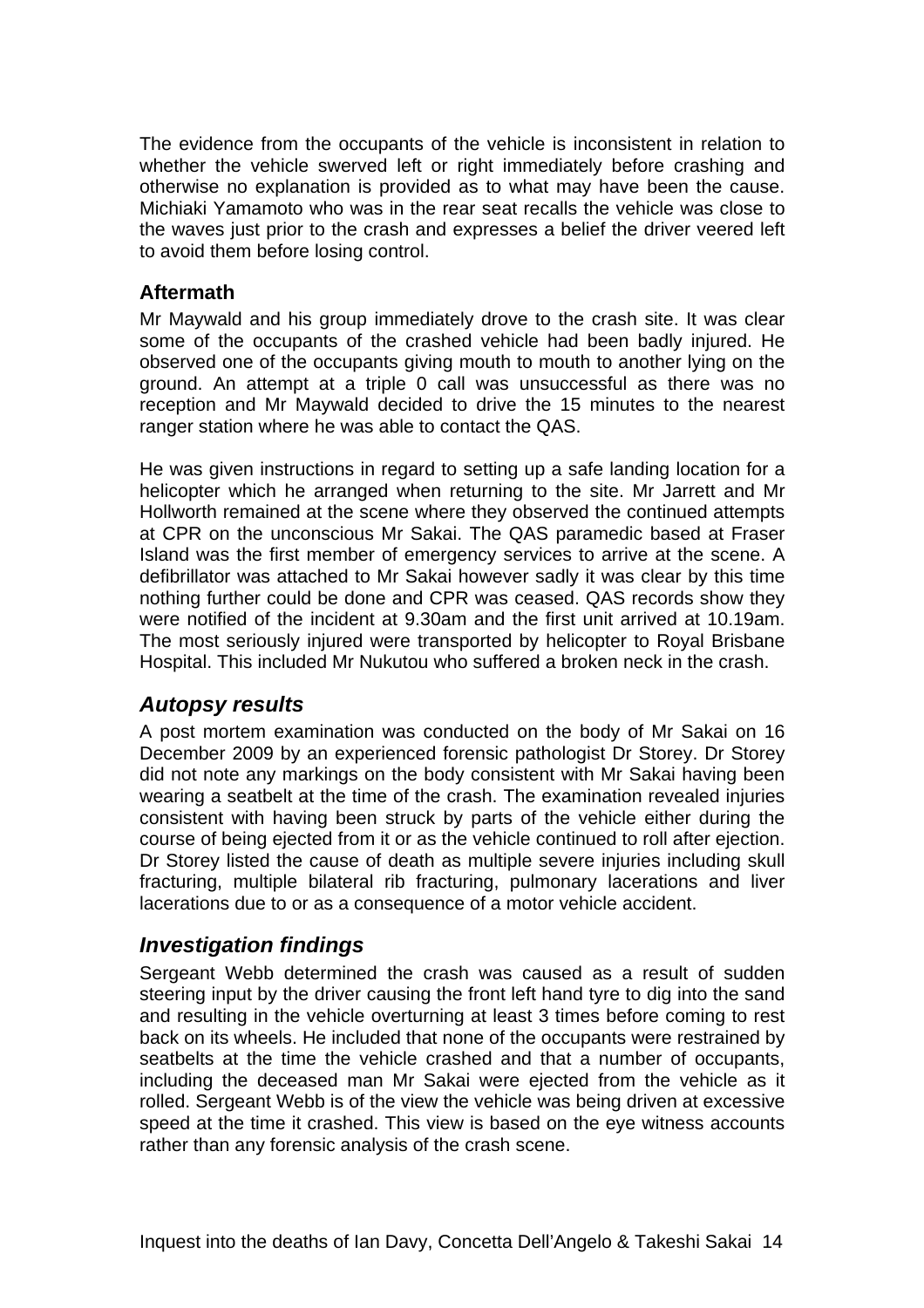The evidence from the occupants of the vehicle is inconsistent in relation to whether the vehicle swerved left or right immediately before crashing and otherwise no explanation is provided as to what may have been the cause. Michiaki Yamamoto who was in the rear seat recalls the vehicle was close to the waves just prior to the crash and expresses a belief the driver veered left to avoid them before losing control.

### Aftermath

Mr Maywald and his group immediately drove to the crash site. It was clear some of the occupants of the crashed vehicle had been badly injured. He observed one of the occupants giving mouth to mouth to another lying on the ground. An attempt at a triple 0 call was unsuccessful as there was no reception and Mr Maywald decided to drive the 15 minutes to the nearest ranger station where he was able to contact the QAS.

He was given instructions in regard to setting up a safe landing location for a helicopter which he arranged when returning to the site. Mr Jarrett and Mr Hollworth remained at the scene where they observed the continued attempts at CPR on the unconscious Mr Sakai. The QAS paramedic based at Fraser Island was the first member of emergency services to arrive at the scene. A defibrillator was attached to Mr Sakai however sadly it was clear by this time nothing further could be done and CPR was ceased. QAS records show they were notified of the incident at 9.30am and the first unit arrived at 10.19am. The most seriously injured were transported by helicopter to Royal Brisbane Hospital. This included Mr Nukutou who suffered a broken neck in the crash.

## *Autopsy results*

A post mortem examination was conducted on the body of Mr Sakai on 16 December 2009 by an experienced forensic pathologist Dr Storey. Dr Storey did not note any markings on the body consistent with Mr Sakai having been wearing a seatbelt at the time of the crash. The examination revealed injuries consistent with having been struck by parts of the vehicle either during the course of being ejected from it or as the vehicle continued to roll after ejection. Dr Storey listed the cause of death as multiple severe injuries including skull fracturing, multiple bilateral rib fracturing, pulmonary lacerations and liver lacerations due to or as a consequence of a motor vehicle accident.

## *Investigation findings*

Sergeant Webb determined the crash was caused as a result of sudden steering input by the driver causing the front left hand tyre to dig into the sand and resulting in the vehicle overturning at least 3 times before coming to rest back on its wheels. He included that none of the occupants were restrained by seatbelts at the time the vehicle crashed and that a number of occupants, including the deceased man Mr Sakai were ejected from the vehicle as it rolled. Sergeant Webb is of the view the vehicle was being driven at excessive speed at the time it crashed. This view is based on the eye witness accounts rather than any forensic analysis of the crash scene.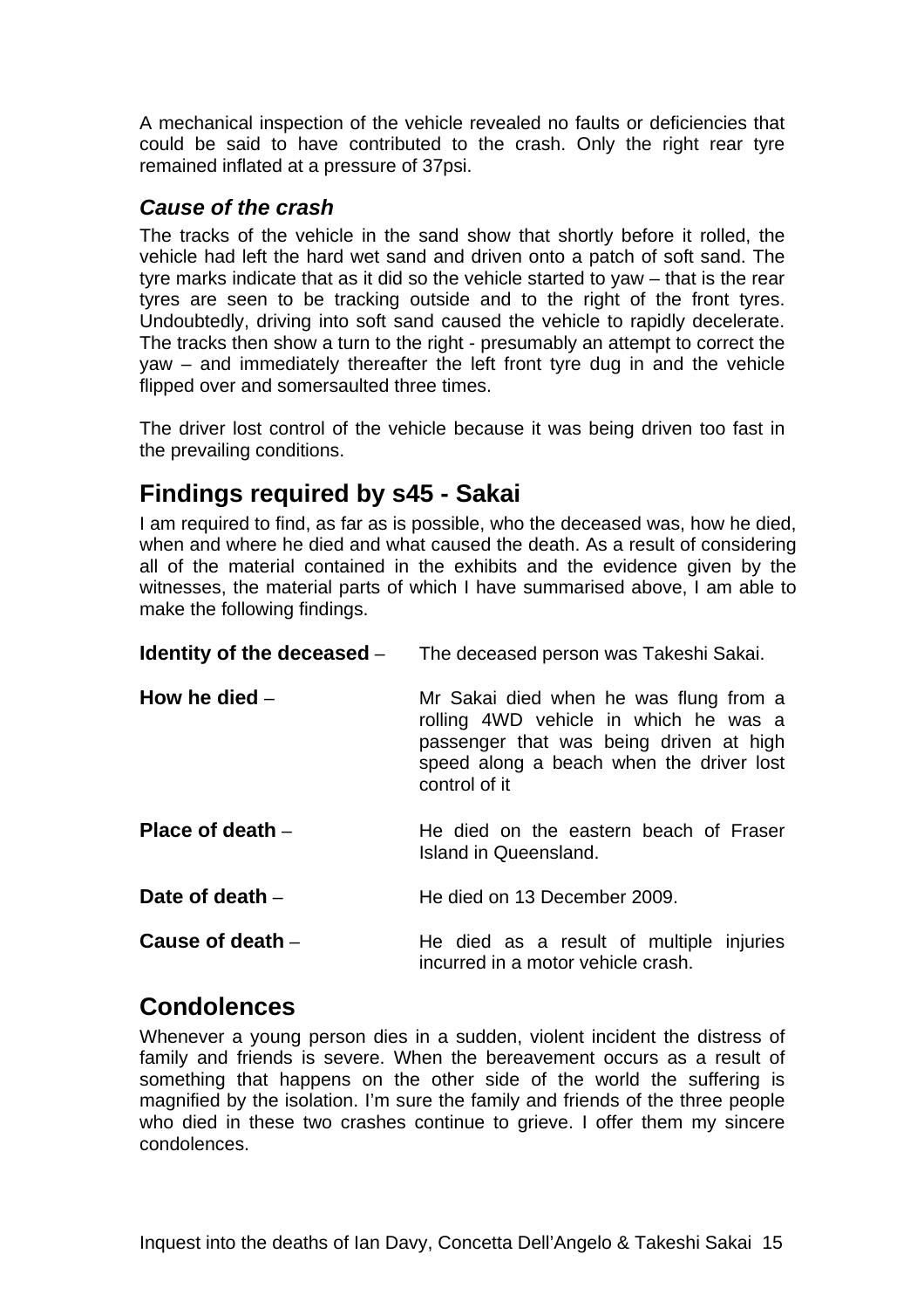A mechanical inspection of the vehicle revealed no faults or deficiencies that could be said to have contributed to the crash. Only the right rear tyre remained inflated at a pressure of 37psi.

### *Cause of the crash*

The tracks of the vehicle in the sand show that shortly before it rolled, the vehicle had left the hard wet sand and driven onto a patch of soft sand. The tyre marks indicate that as it did so the vehicle started to yaw – that is the rear tyres are seen to be tracking outside and to the right of the front tyres. Undoubtedly, driving into soft sand caused the vehicle to rapidly decelerate. The tracks then show a turn to the right - presumably an attempt to correct the yaw – and immediately thereafter the left front tyre dug in and the vehicle flipped over and somersaulted three times.

The driver lost control of the vehicle because it was being driven too fast in the prevailing conditions.

## Findings required by s45 - Sakai

I am required to find, as far as is possible, who the deceased was, how he died, when and where he died and what caused the death. As a result of considering all of the material contained in the exhibits and the evidence given by the witnesses, the material parts of which I have summarised above, I am able to make the following findings.

**Identity of the deceased** – The deceased person was Takeshi Sakai.

**How he died** – Mr Sakai died when he was flung from a rolling 4WD vehicle in which he was a passenger that was being driven at high speed along a beach when the driver lost control of it

**Place of death** – He died on the eastern beach of Fraser Island in Queensland.

**Date of death** – He died on 13 December 2009.

**Cause of death** – He died as a result of multiple injuries incurred in a motor vehicle crash.

## Condolences

Whenever a young person dies in a sudden, violent incident the distress of family and friends is severe. When the bereavement occurs as a result of something that happens on the other side of the world the suffering is magnified by the isolation. I'm sure the family and friends of the three people who died in these two crashes continue to grieve. I offer them my sincere condolences.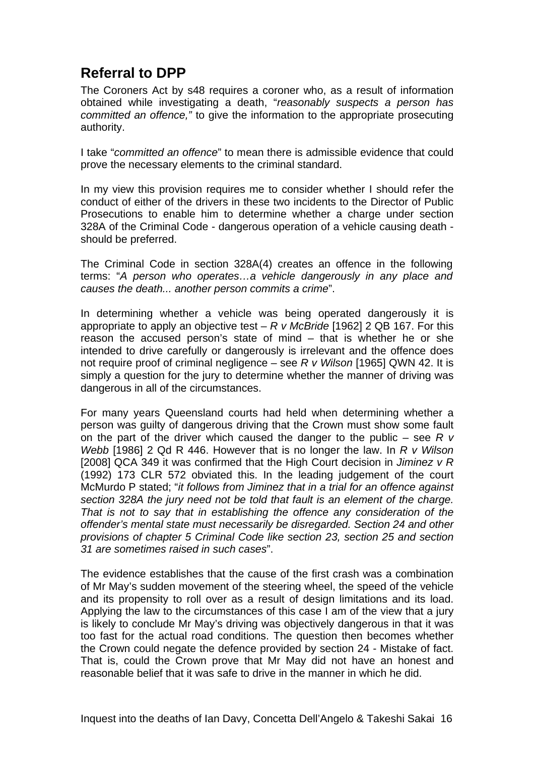## Referral to DPP

The Coroners Act by s48 requires a coroner who, as a result of information obtained while investigating a death, "*reasonably suspects a person has committed an offence,"* to give the information to the appropriate prosecuting authority.

I take "*committed an offence*" to mean there is admissible evidence that could prove the necessary elements to the criminal standard.

In my view this provision requires me to consider whether I should refer the conduct of either of the drivers in these two incidents to the Director of Public Prosecutions to enable him to determine whether a charge under section 328A of the Criminal Code - dangerous operation of a vehicle causing death - should be preferred.

The Criminal Code in section 328A(4) creates an offence in the following terms: "*A person who operates…a vehicle dangerously in any place and causes the death... another person commits a crime*".

In determining whether a vehicle was being operated dangerously it is appropriate to apply an objective test – *R v McBride* [1962] 2 QB 167. For this reason the accused person's state of mind – that is whether he or she intended to drive carefully or dangerously is irrelevant and the offence does not require proof of criminal negligence – see *R v Wilson* [1965] QWN 42. It is simply a question for the jury to determine whether the manner of driving was dangerous in all of the circumstances.

For many years Queensland courts had held when determining whether a person was guilty of dangerous driving that the Crown must show some fault on the part of the driver which caused the danger to the public – see *R v Webb* [1986] 2 Qd R 446. However that is no longer the law. In *R v Wilson* [2008] QCA 349 it was confirmed that the High Court decision in *Jiminez v R* (1992) 173 CLR 572 obviated this. In the leading judgement of the court McMurdo P stated; "*it follows from Jiminez that in a trial for an offence against section 328A the jury need not be told that fault is an element of the charge. That is not to say that in establishing the offence any consideration of the offender's mental state must necessarily be disregarded. Section 24 and other provisions of chapter 5 Criminal Code like section 23, section 25 and section 31 are sometimes raised in such cases*".

The evidence establishes that the cause of the first crash was a combination of Mr May's sudden movement of the steering wheel, the speed of the vehicle and its propensity to roll over as a result of design limitations and its load. Applying the law to the circumstances of this case I am of the view that a jury is likely to conclude Mr May's driving was objectively dangerous in that it was too fast for the actual road conditions. The question then becomes whether the Crown could negate the defence provided by section 24 - Mistake of fact. That is, could the Crown prove that Mr May did not have an honest and reasonable belief that it was safe to drive in the manner in which he did.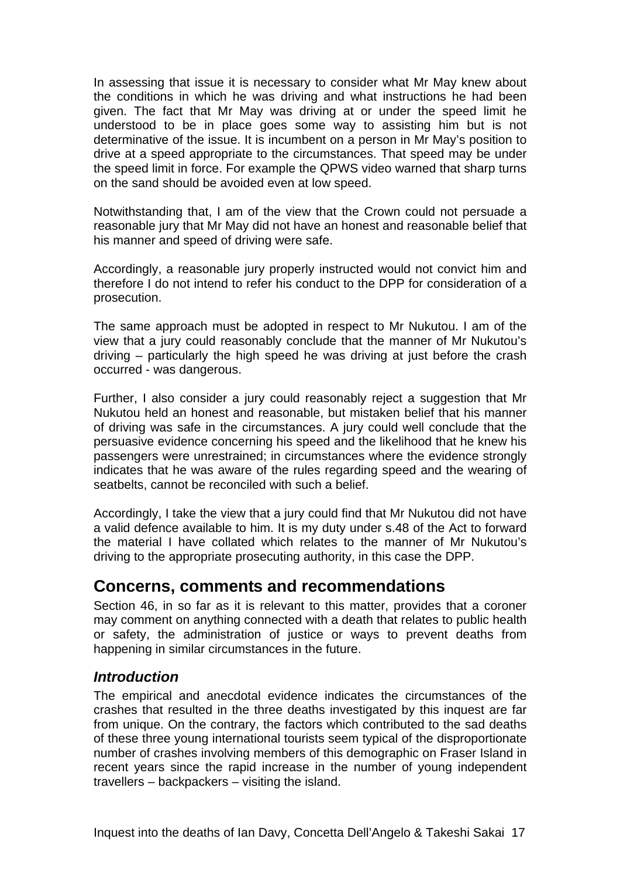In assessing that issue it is necessary to consider what Mr May knew about the conditions in which he was driving and what instructions he had been given. The fact that Mr May was driving at or under the speed limit he understood to be in place goes some way to assisting him but is not determinative of the issue. It is incumbent on a person in Mr May's position to drive at a speed appropriate to the circumstances. That speed may be under the speed limit in force. For example the QPWS video warned that sharp turns on the sand should be avoided even at low speed.

Notwithstanding that, I am of the view that the Crown could not persuade a reasonable jury that Mr May did not have an honest and reasonable belief that his manner and speed of driving were safe.

Accordingly, a reasonable jury properly instructed would not convict him and therefore I do not intend to refer his conduct to the DPP for consideration of a prosecution.

The same approach must be adopted in respect to Mr Nukutou. I am of the view that a jury could reasonably conclude that the manner of Mr Nukutou's driving – particularly the high speed he was driving at just before the crash occurred - was dangerous.

Further, I also consider a jury could reasonably reject a suggestion that Mr Nukutou held an honest and reasonable, but mistaken belief that his manner of driving was safe in the circumstances. A jury could well conclude that the persuasive evidence concerning his speed and the likelihood that he knew his passengers were unrestrained; in circumstances where the evidence strongly indicates that he was aware of the rules regarding speed and the wearing of seatbelts, cannot be reconciled with such a belief.

Accordingly, I take the view that a jury could find that Mr Nukutou did not have a valid defence available to him. It is my duty under s.48 of the Act to forward the material I have collated which relates to the manner of Mr Nukutou's driving to the appropriate prosecuting authority, in this case the DPP.

## Concerns, comments and recommendations

Section 46, in so far as it is relevant to this matter, provides that a coroner may comment on anything connected with a death that relates to public health or safety, the administration of justice or ways to prevent deaths from happening in similar circumstances in the future.

### *Introduction*

The empirical and anecdotal evidence indicates the circumstances of the crashes that resulted in the three deaths investigated by this inquest are far from unique. On the contrary, the factors which contributed to the sad deaths of these three young international tourists seem typical of the disproportionate number of crashes involving members of this demographic on Fraser Island in recent years since the rapid increase in the number of young independent travellers – backpackers – visiting the island.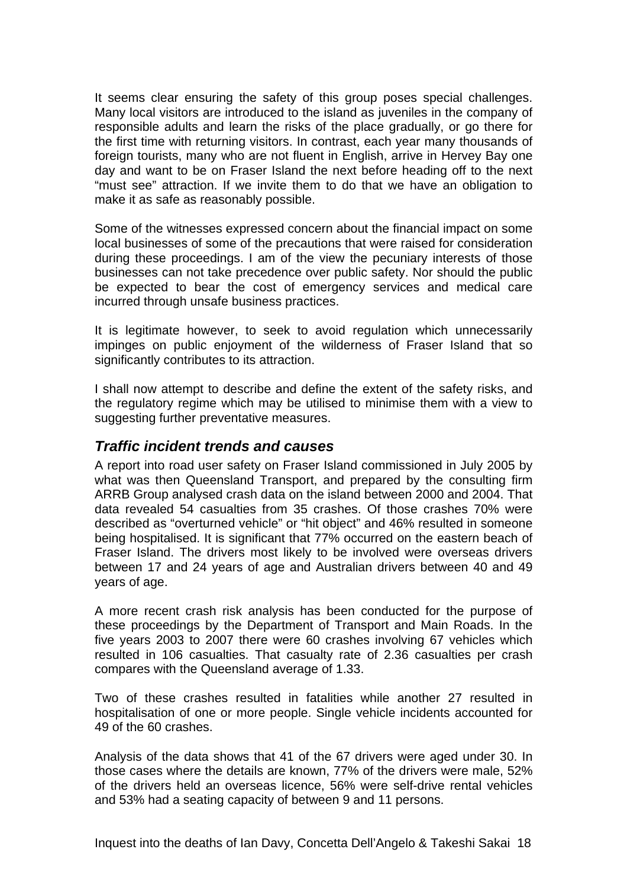It seems clear ensuring the safety of this group poses special challenges. Many local visitors are introduced to the island as juveniles in the company of responsible adults and learn the risks of the place gradually, or go there for the first time with returning visitors. In contrast, each year many thousands of foreign tourists, many who are not fluent in English, arrive in Hervey Bay one day and want to be on Fraser Island the next before heading off to the next "must see" attraction. If we invite them to do that we have an obligation to make it as safe as reasonably possible.

Some of the witnesses expressed concern about the financial impact on some local businesses of some of the precautions that were raised for consideration during these proceedings. I am of the view the pecuniary interests of those businesses can not take precedence over public safety. Nor should the public be expected to bear the cost of emergency services and medical care incurred through unsafe business practices.

It is legitimate however, to seek to avoid regulation which unnecessarily impinges on public enjoyment of the wilderness of Fraser Island that so significantly contributes to its attraction.

I shall now attempt to describe and define the extent of the safety risks, and the regulatory regime which may be utilised to minimise them with a view to suggesting further preventative measures.

### *Traffic incident trends and causes*

A report into road user safety on Fraser Island commissioned in July 2005 by what was then Queensland Transport, and prepared by the consulting firm ARRB Group analysed crash data on the island between 2000 and 2004. That data revealed 54 casualties from 35 crashes. Of those crashes 70% were described as "overturned vehicle" or "hit object" and 46% resulted in someone being hospitalised. It is significant that 77% occurred on the eastern beach of Fraser Island. The drivers most likely to be involved were overseas drivers between 17 and 24 years of age and Australian drivers between 40 and 49 years of age.

A more recent crash risk analysis has been conducted for the purpose of these proceedings by the Department of Transport and Main Roads. In the five years 2003 to 2007 there were 60 crashes involving 67 vehicles which resulted in 106 casualties. That casualty rate of 2.36 casualties per crash compares with the Queensland average of 1.33.

Two of these crashes resulted in fatalities while another 27 resulted in hospitalisation of one or more people. Single vehicle incidents accounted for 49 of the 60 crashes.

Analysis of the data shows that 41 of the 67 drivers were aged under 30. In those cases where the details are known, 77% of the drivers were male, 52% of the drivers held an overseas licence, 56% were self-drive rental vehicles and 53% had a seating capacity of between 9 and 11 persons.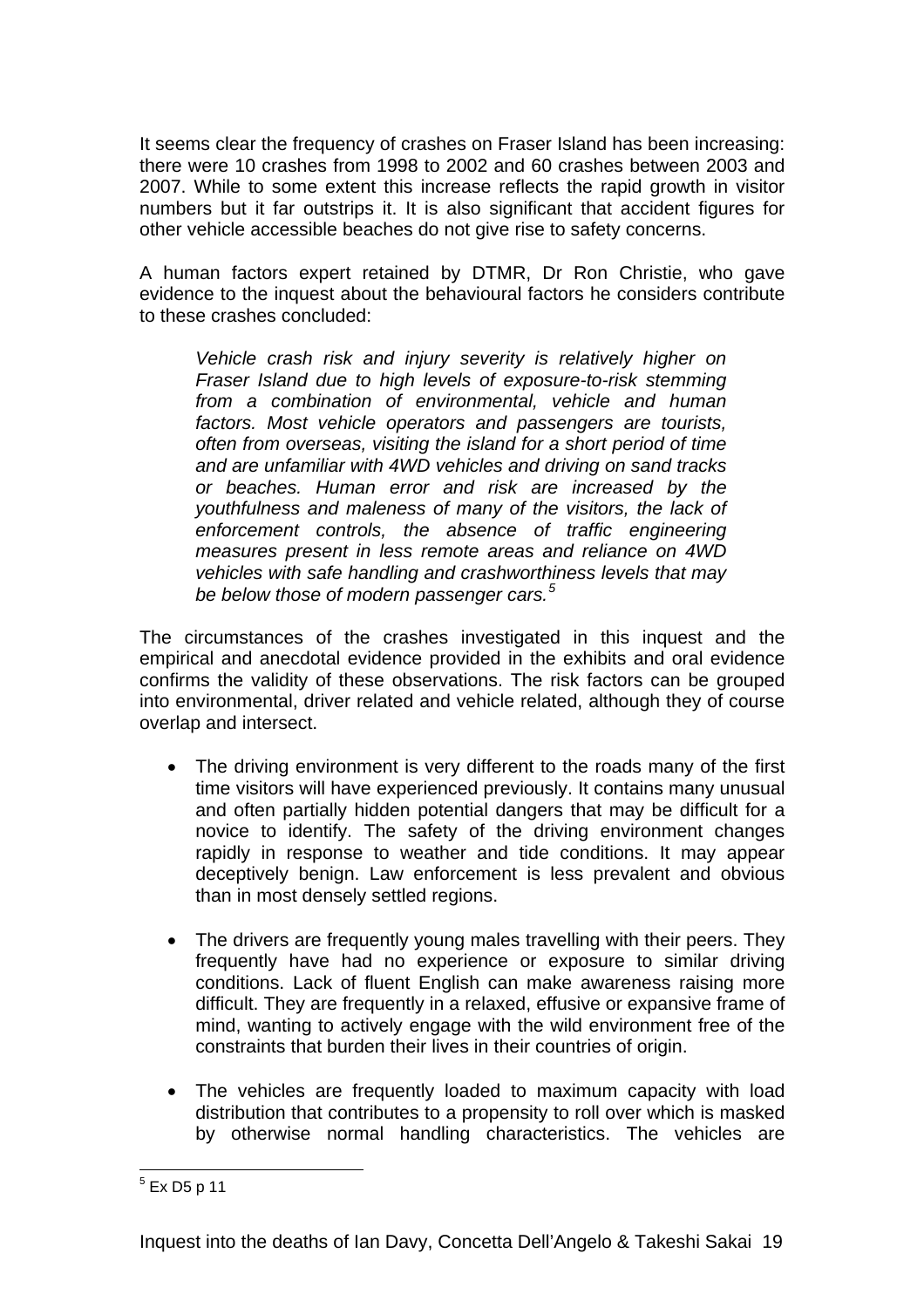It seems clear the frequency of crashes on Fraser Island has been increasing: there were 10 crashes from 1998 to 2002 and 60 crashes between 2003 and 2007. While to some extent this increase reflects the rapid growth in visitor numbers but it far outstrips it. It is also significant that accident figures for other vehicle accessible beaches do not give rise to safety concerns.

A human factors expert retained by DTMR, Dr Ron Christie, who gave evidence to the inquest about the behavioural factors he considers contribute to these crashes concluded:

> *Vehicle crash risk and injury severity is relatively higher on Fraser Island due to high levels of exposure-to-risk stemming from a combination of environmental, vehicle and human factors. Most vehicle operators and passengers are tourists, often from overseas, visiting the island for a short period of time and are unfamiliar with 4WD vehicles and driving on sand tracks or beaches. Human error and risk are increased by the youthfulness and maleness of many of the visitors, the lack of enforcement controls, the absence of traffic engineering measures present in less remote areas and reliance on 4WD vehicles with safe handling and crashworthiness levels that may be below those of modern passenger cars.*[5]

The circumstances of the crashes investigated in this inquest and the empirical and anecdotal evidence provided in the exhibits and oral evidence confirms the validity of these observations. The risk factors can be grouped into environmental, driver related and vehicle related, although they of course overlap and intersect.

- The driving environment is very different to the roads many of the first time visitors will have experienced previously. It contains many unusual and often partially hidden potential dangers that may be difficult for a novice to identify. The safety of the driving environment changes rapidly in response to weather and tide conditions. It may appear deceptively benign. Law enforcement is less prevalent and obvious than in most densely settled regions.

- The drivers are frequently young males travelling with their peers. They frequently have had no experience or exposure to similar driving conditions. Lack of fluent English can make awareness raising more difficult. They are frequently in a relaxed, effusive or expansive frame of mind, wanting to actively engage with the wild environment free of the constraints that burden their lives in their countries of origin.

- The vehicles are frequently loaded to maximum capacity with load distribution that contributes to a propensity to roll over which is masked by otherwise normal handling characteristics. The vehicles are

[5] Ex D5 p 11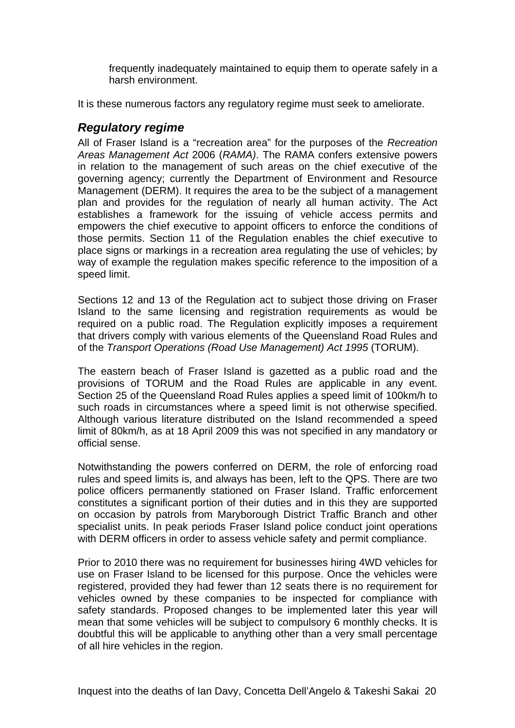frequently inadequately maintained to equip them to operate safely in a harsh environment.

It is these numerous factors any regulatory regime must seek to ameliorate.

## *Regulatory regime*

All of Fraser Island is a "recreation area" for the purposes of the *Recreation Areas Management Act* 2006 (*RAMA)*. The RAMA confers extensive powers in relation to the management of such areas on the chief executive of the governing agency; currently the Department of Environment and Resource Management (DERM). It requires the area to be the subject of a management plan and provides for the regulation of nearly all human activity. The Act establishes a framework for the issuing of vehicle access permits and empowers the chief executive to appoint officers to enforce the conditions of those permits. Section 11 of the Regulation enables the chief executive to place signs or markings in a recreation area regulating the use of vehicles; by way of example the regulation makes specific reference to the imposition of a speed limit.

Sections 12 and 13 of the Regulation act to subject those driving on Fraser Island to the same licensing and registration requirements as would be required on a public road. The Regulation explicitly imposes a requirement that drivers comply with various elements of the Queensland Road Rules and of the *Transport Operations (Road Use Management) Act 1995* (TORUM).

The eastern beach of Fraser Island is gazetted as a public road and the provisions of TORUM and the Road Rules are applicable in any event. Section 25 of the Queensland Road Rules applies a speed limit of 100km/h to such roads in circumstances where a speed limit is not otherwise specified. Although various literature distributed on the Island recommended a speed limit of 80km/h, as at 18 April 2009 this was not specified in any mandatory or official sense.

Notwithstanding the powers conferred on DERM, the role of enforcing road rules and speed limits is, and always has been, left to the QPS. There are two police officers permanently stationed on Fraser Island. Traffic enforcement constitutes a significant portion of their duties and in this they are supported on occasion by patrols from Maryborough District Traffic Branch and other specialist units. In peak periods Fraser Island police conduct joint operations with DERM officers in order to assess vehicle safety and permit compliance.

Prior to 2010 there was no requirement for businesses hiring 4WD vehicles for use on Fraser Island to be licensed for this purpose. Once the vehicles were registered, provided they had fewer than 12 seats there is no requirement for vehicles owned by these companies to be inspected for compliance with safety standards. Proposed changes to be implemented later this year will mean that some vehicles will be subject to compulsory 6 monthly checks. It is doubtful this will be applicable to anything other than a very small percentage of all hire vehicles in the region.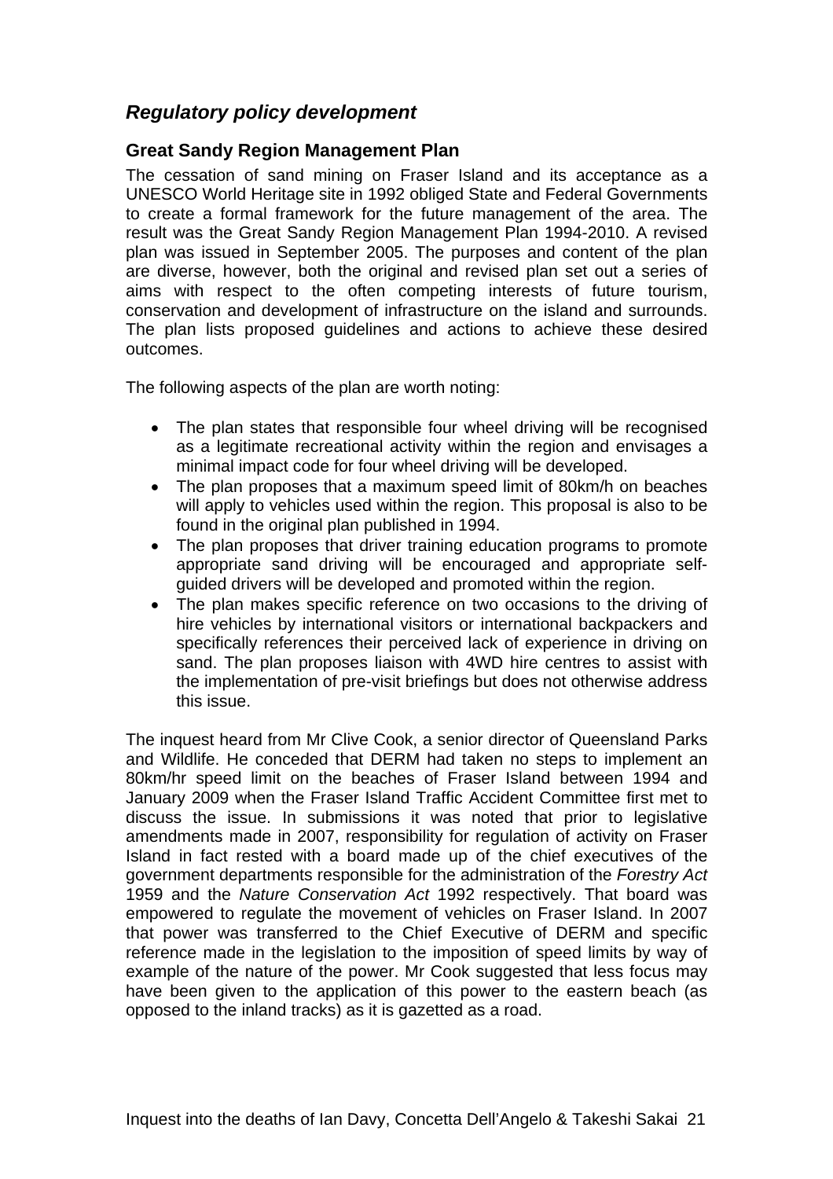## *Regulatory policy development*

### Great Sandy Region Management Plan

The cessation of sand mining on Fraser Island and its acceptance as a UNESCO World Heritage site in 1992 obliged State and Federal Governments to create a formal framework for the future management of the area. The result was the Great Sandy Region Management Plan 1994-2010. A revised plan was issued in September 2005. The purposes and content of the plan are diverse, however, both the original and revised plan set out a series of aims with respect to the often competing interests of future tourism, conservation and development of infrastructure on the island and surrounds. The plan lists proposed guidelines and actions to achieve these desired outcomes.

The following aspects of the plan are worth noting:

- The plan states that responsible four wheel driving will be recognised as a legitimate recreational activity within the region and envisages a minimal impact code for four wheel driving will be developed.
- The plan proposes that a maximum speed limit of 80km/h on beaches will apply to vehicles used within the region. This proposal is also to be found in the original plan published in 1994.
- The plan proposes that driver training education programs to promote appropriate sand driving will be encouraged and appropriate self-guided drivers will be developed and promoted within the region.
- The plan makes specific reference on two occasions to the driving of hire vehicles by international visitors or international backpackers and specifically references their perceived lack of experience in driving on sand. The plan proposes liaison with 4WD hire centres to assist with the implementation of pre-visit briefings but does not otherwise address this issue.

The inquest heard from Mr Clive Cook, a senior director of Queensland Parks and Wildlife. He conceded that DERM had taken no steps to implement an 80km/hr speed limit on the beaches of Fraser Island between 1994 and January 2009 when the Fraser Island Traffic Accident Committee first met to discuss the issue. In submissions it was noted that prior to legislative amendments made in 2007, responsibility for regulation of activity on Fraser Island in fact rested with a board made up of the chief executives of the government departments responsible for the administration of the *Forestry Act* 1959 and the *Nature Conservation Act* 1992 respectively. That board was empowered to regulate the movement of vehicles on Fraser Island. In 2007 that power was transferred to the Chief Executive of DERM and specific reference made in the legislation to the imposition of speed limits by way of example of the nature of the power. Mr Cook suggested that less focus may have been given to the application of this power to the eastern beach (as opposed to the inland tracks) as it is gazetted as a road.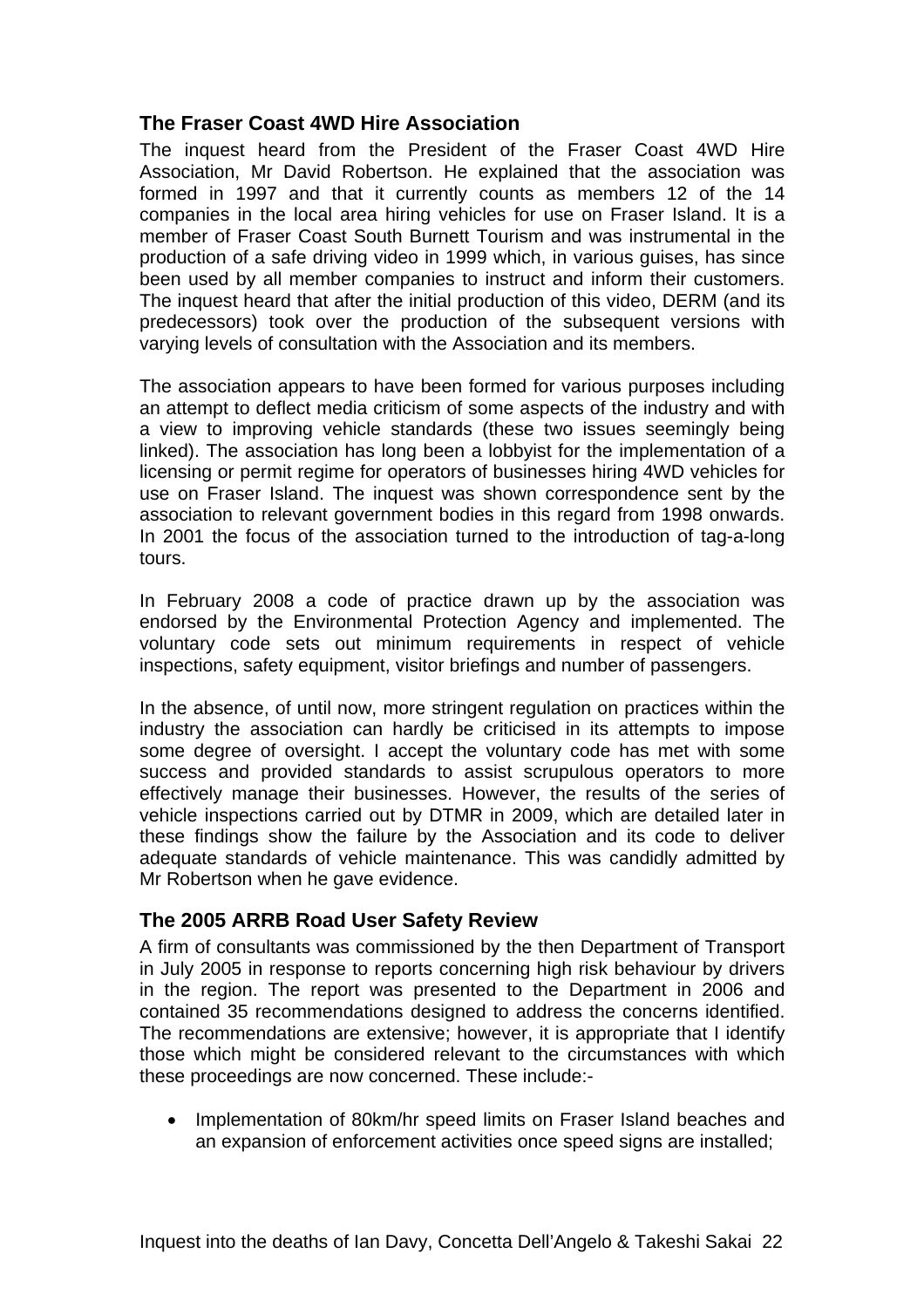## The Fraser Coast 4WD Hire Association

The inquest heard from the President of the Fraser Coast 4WD Hire Association, Mr David Robertson. He explained that the association was formed in 1997 and that it currently counts as members 12 of the 14 companies in the local area hiring vehicles for use on Fraser Island. It is a member of Fraser Coast South Burnett Tourism and was instrumental in the production of a safe driving video in 1999 which, in various guises, has since been used by all member companies to instruct and inform their customers. The inquest heard that after the initial production of this video, DERM (and its predecessors) took over the production of the subsequent versions with varying levels of consultation with the Association and its members.

The association appears to have been formed for various purposes including an attempt to deflect media criticism of some aspects of the industry and with a view to improving vehicle standards (these two issues seemingly being linked). The association has long been a lobbyist for the implementation of a licensing or permit regime for operators of businesses hiring 4WD vehicles for use on Fraser Island. The inquest was shown correspondence sent by the association to relevant government bodies in this regard from 1998 onwards. In 2001 the focus of the association turned to the introduction of tag-a-long tours.

In February 2008 a code of practice drawn up by the association was endorsed by the Environmental Protection Agency and implemented. The voluntary code sets out minimum requirements in respect of vehicle inspections, safety equipment, visitor briefings and number of passengers.

In the absence, of until now, more stringent regulation on practices within the industry the association can hardly be criticised in its attempts to impose some degree of oversight. I accept the voluntary code has met with some success and provided standards to assist scrupulous operators to more effectively manage their businesses. However, the results of the series of vehicle inspections carried out by DTMR in 2009, which are detailed later in these findings show the failure by the Association and its code to deliver adequate standards of vehicle maintenance. This was candidly admitted by Mr Robertson when he gave evidence.

## The 2005 ARRB Road User Safety Review

A firm of consultants was commissioned by the then Department of Transport in July 2005 in response to reports concerning high risk behaviour by drivers in the region. The report was presented to the Department in 2006 and contained 35 recommendations designed to address the concerns identified. The recommendations are extensive; however, it is appropriate that I identify those which might be considered relevant to the circumstances with which these proceedings are now concerned. These include:-

- Implementation of 80km/hr speed limits on Fraser Island beaches and an expansion of enforcement activities once speed signs are installed;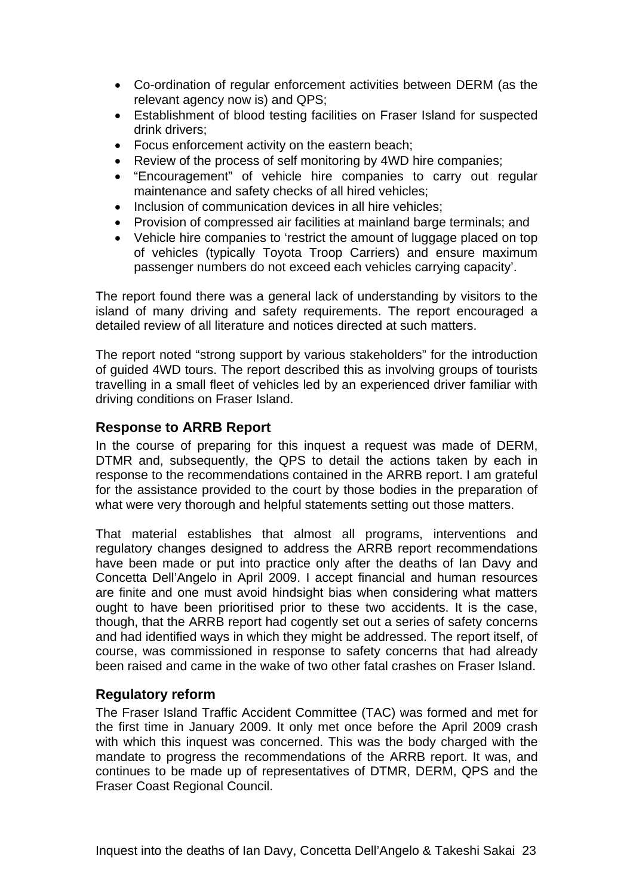- Co-ordination of regular enforcement activities between DERM (as the relevant agency now is) and QPS;
- Establishment of blood testing facilities on Fraser Island for suspected drink drivers;
- Focus enforcement activity on the eastern beach;
- Review of the process of self monitoring by 4WD hire companies;
- "Encouragement" of vehicle hire companies to carry out regular maintenance and safety checks of all hired vehicles;
- Inclusion of communication devices in all hire vehicles;
- Provision of compressed air facilities at mainland barge terminals; and
- Vehicle hire companies to 'restrict the amount of luggage placed on top of vehicles (typically Toyota Troop Carriers) and ensure maximum passenger numbers do not exceed each vehicles carrying capacity'.

The report found there was a general lack of understanding by visitors to the island of many driving and safety requirements. The report encouraged a detailed review of all literature and notices directed at such matters.

The report noted "strong support by various stakeholders" for the introduction of guided 4WD tours. The report described this as involving groups of tourists travelling in a small fleet of vehicles led by an experienced driver familiar with driving conditions on Fraser Island.

### Response to ARRB Report

In the course of preparing for this inquest a request was made of DERM, DTMR and, subsequently, the QPS to detail the actions taken by each in response to the recommendations contained in the ARRB report. I am grateful for the assistance provided to the court by those bodies in the preparation of what were very thorough and helpful statements setting out those matters.

That material establishes that almost all programs, interventions and regulatory changes designed to address the ARRB report recommendations have been made or put into practice only after the deaths of Ian Davy and Concetta Dell'Angelo in April 2009. I accept financial and human resources are finite and one must avoid hindsight bias when considering what matters ought to have been prioritised prior to these two accidents. It is the case, though, that the ARRB report had cogently set out a series of safety concerns and had identified ways in which they might be addressed. The report itself, of course, was commissioned in response to safety concerns that had already been raised and came in the wake of two other fatal crashes on Fraser Island.

### Regulatory reform

The Fraser Island Traffic Accident Committee (TAC) was formed and met for the first time in January 2009. It only met once before the April 2009 crash with which this inquest was concerned. This was the body charged with the mandate to progress the recommendations of the ARRB report. It was, and continues to be made up of representatives of DTMR, DERM, QPS and the Fraser Coast Regional Council.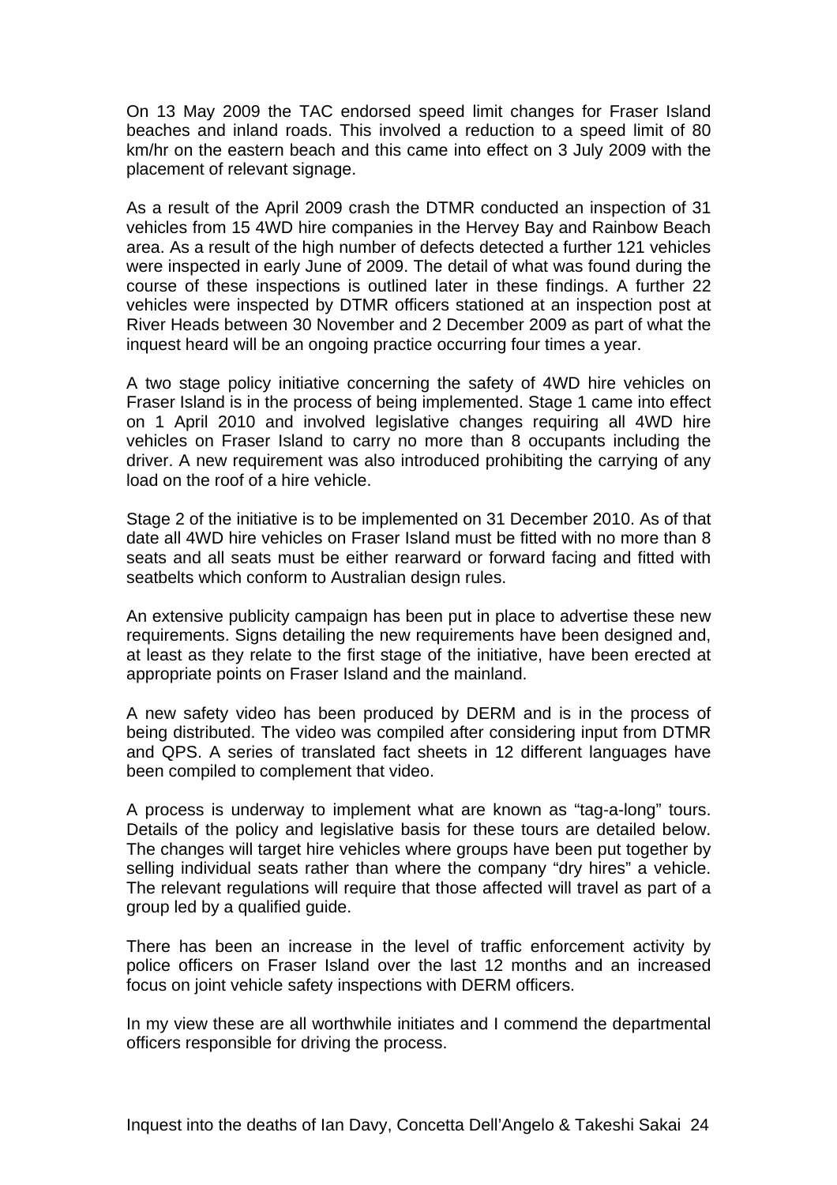On 13 May 2009 the TAC endorsed speed limit changes for Fraser Island beaches and inland roads. This involved a reduction to a speed limit of 80 km/hr on the eastern beach and this came into effect on 3 July 2009 with the placement of relevant signage.

As a result of the April 2009 crash the DTMR conducted an inspection of 31 vehicles from 15 4WD hire companies in the Hervey Bay and Rainbow Beach area. As a result of the high number of defects detected a further 121 vehicles were inspected in early June of 2009. The detail of what was found during the course of these inspections is outlined later in these findings. A further 22 vehicles were inspected by DTMR officers stationed at an inspection post at River Heads between 30 November and 2 December 2009 as part of what the inquest heard will be an ongoing practice occurring four times a year.

A two stage policy initiative concerning the safety of 4WD hire vehicles on Fraser Island is in the process of being implemented. Stage 1 came into effect on 1 April 2010 and involved legislative changes requiring all 4WD hire vehicles on Fraser Island to carry no more than 8 occupants including the driver. A new requirement was also introduced prohibiting the carrying of any load on the roof of a hire vehicle.

Stage 2 of the initiative is to be implemented on 31 December 2010. As of that date all 4WD hire vehicles on Fraser Island must be fitted with no more than 8 seats and all seats must be either rearward or forward facing and fitted with seatbelts which conform to Australian design rules.

An extensive publicity campaign has been put in place to advertise these new requirements. Signs detailing the new requirements have been designed and, at least as they relate to the first stage of the initiative, have been erected at appropriate points on Fraser Island and the mainland.

A new safety video has been produced by DERM and is in the process of being distributed. The video was compiled after considering input from DTMR and QPS. A series of translated fact sheets in 12 different languages have been compiled to complement that video.

A process is underway to implement what are known as "tag-a-long" tours. Details of the policy and legislative basis for these tours are detailed below. The changes will target hire vehicles where groups have been put together by selling individual seats rather than where the company "dry hires" a vehicle. The relevant regulations will require that those affected will travel as part of a group led by a qualified guide.

There has been an increase in the level of traffic enforcement activity by police officers on Fraser Island over the last 12 months and an increased focus on joint vehicle safety inspections with DERM officers.

In my view these are all worthwhile initiates and I commend the departmental officers responsible for driving the process.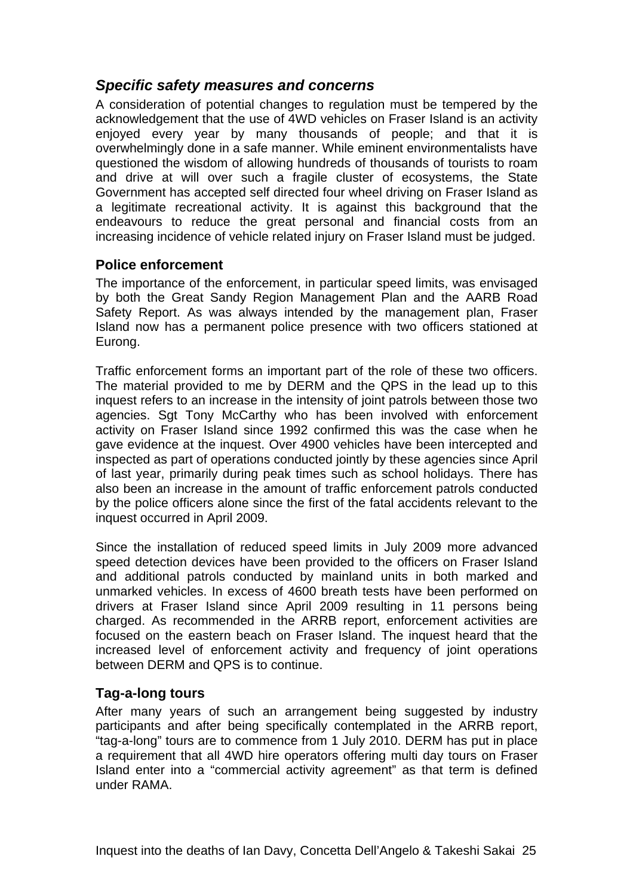## *Specific safety measures and concerns*

A consideration of potential changes to regulation must be tempered by the acknowledgement that the use of 4WD vehicles on Fraser Island is an activity enjoyed every year by many thousands of people; and that it is overwhelmingly done in a safe manner. While eminent environmentalists have questioned the wisdom of allowing hundreds of thousands of tourists to roam and drive at will over such a fragile cluster of ecosystems, the State Government has accepted self directed four wheel driving on Fraser Island as a legitimate recreational activity. It is against this background that the endeavours to reduce the great personal and financial costs from an increasing incidence of vehicle related injury on Fraser Island must be judged.

### Police enforcement

The importance of the enforcement, in particular speed limits, was envisaged by both the Great Sandy Region Management Plan and the AARB Road Safety Report. As was always intended by the management plan, Fraser Island now has a permanent police presence with two officers stationed at Eurong.

Traffic enforcement forms an important part of the role of these two officers. The material provided to me by DERM and the QPS in the lead up to this inquest refers to an increase in the intensity of joint patrols between those two agencies. Sgt Tony McCarthy who has been involved with enforcement activity on Fraser Island since 1992 confirmed this was the case when he gave evidence at the inquest. Over 4900 vehicles have been intercepted and inspected as part of operations conducted jointly by these agencies since April of last year, primarily during peak times such as school holidays. There has also been an increase in the amount of traffic enforcement patrols conducted by the police officers alone since the first of the fatal accidents relevant to the inquest occurred in April 2009.

Since the installation of reduced speed limits in July 2009 more advanced speed detection devices have been provided to the officers on Fraser Island and additional patrols conducted by mainland units in both marked and unmarked vehicles. In excess of 4600 breath tests have been performed on drivers at Fraser Island since April 2009 resulting in 11 persons being charged. As recommended in the ARRB report, enforcement activities are focused on the eastern beach on Fraser Island. The inquest heard that the increased level of enforcement activity and frequency of joint operations between DERM and QPS is to continue.

### Tag-a-long tours

After many years of such an arrangement being suggested by industry participants and after being specifically contemplated in the ARRB report, "tag-a-long" tours are to commence from 1 July 2010. DERM has put in place a requirement that all 4WD hire operators offering multi day tours on Fraser Island enter into a "commercial activity agreement" as that term is defined under RAMA.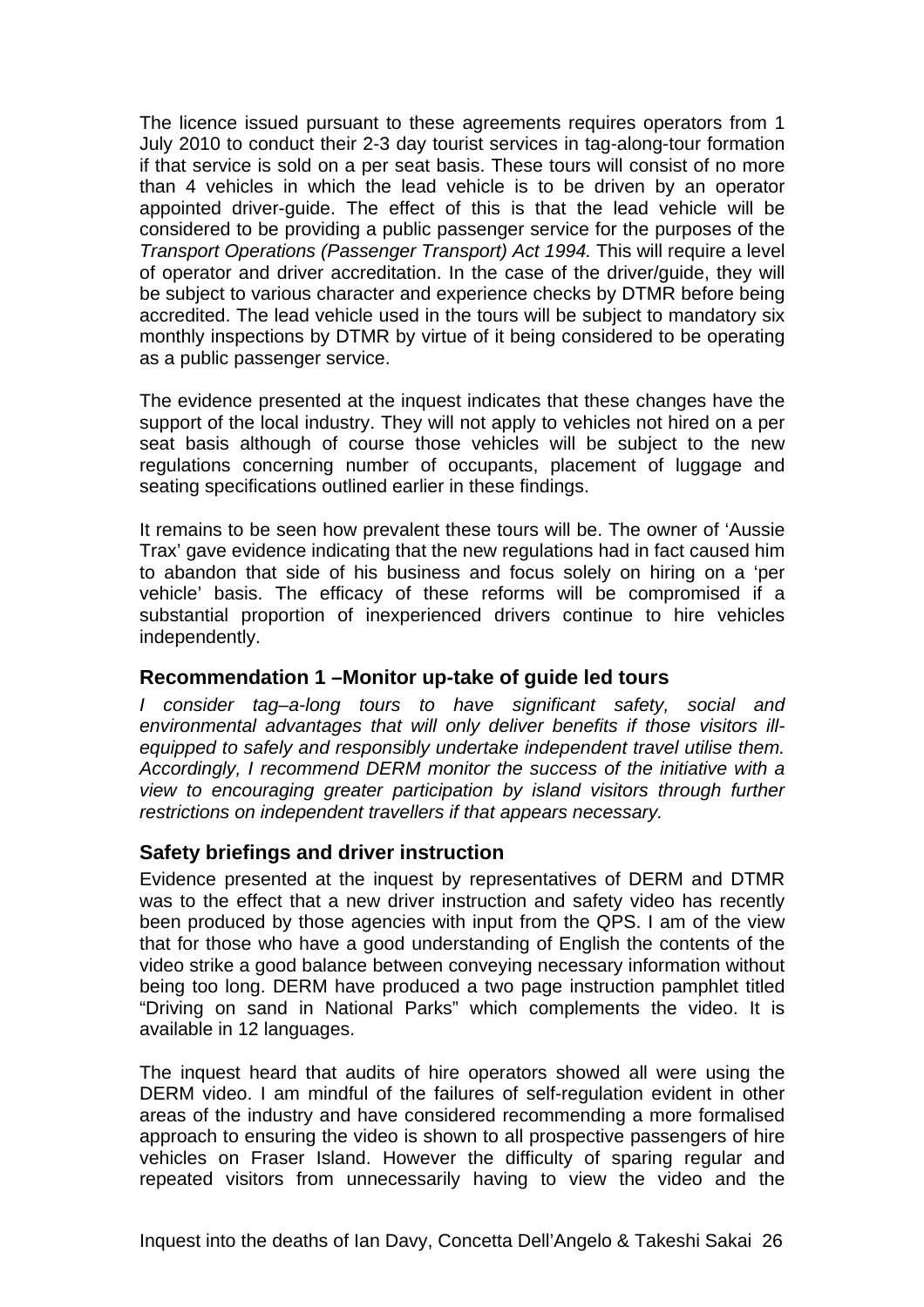The licence issued pursuant to these agreements requires operators from 1 July 2010 to conduct their 2-3 day tourist services in tag-along-tour formation if that service is sold on a per seat basis. These tours will consist of no more than 4 vehicles in which the lead vehicle is to be driven by an operator appointed driver-guide. The effect of this is that the lead vehicle will be considered to be providing a public passenger service for the purposes of the *Transport Operations (Passenger Transport) Act 1994.* This will require a level of operator and driver accreditation. In the case of the driver/guide, they will be subject to various character and experience checks by DTMR before being accredited. The lead vehicle used in the tours will be subject to mandatory six monthly inspections by DTMR by virtue of it being considered to be operating as a public passenger service.

The evidence presented at the inquest indicates that these changes have the support of the local industry. They will not apply to vehicles not hired on a per seat basis although of course those vehicles will be subject to the new regulations concerning number of occupants, placement of luggage and seating specifications outlined earlier in these findings.

It remains to be seen how prevalent these tours will be. The owner of 'Aussie Trax' gave evidence indicating that the new regulations had in fact caused him to abandon that side of his business and focus solely on hiring on a 'per vehicle' basis. The efficacy of these reforms will be compromised if a substantial proportion of inexperienced drivers continue to hire vehicles independently.

### Recommendation 1 –Monitor up-take of guide led tours

*I consider tag–a-long tours to have significant safety, social and environmental advantages that will only deliver benefits if those visitors ill-equipped to safely and responsibly undertake independent travel utilise them. Accordingly, I recommend DERM monitor the success of the initiative with a view to encouraging greater participation by island visitors through further restrictions on independent travellers if that appears necessary.*

### Safety briefings and driver instruction

Evidence presented at the inquest by representatives of DERM and DTMR was to the effect that a new driver instruction and safety video has recently been produced by those agencies with input from the QPS. I am of the view that for those who have a good understanding of English the contents of the video strike a good balance between conveying necessary information without being too long. DERM have produced a two page instruction pamphlet titled "Driving on sand in National Parks" which complements the video. It is available in 12 languages.

The inquest heard that audits of hire operators showed all were using the DERM video. I am mindful of the failures of self-regulation evident in other areas of the industry and have considered recommending a more formalised approach to ensuring the video is shown to all prospective passengers of hire vehicles on Fraser Island. However the difficulty of sparing regular and repeated visitors from unnecessarily having to view the video and the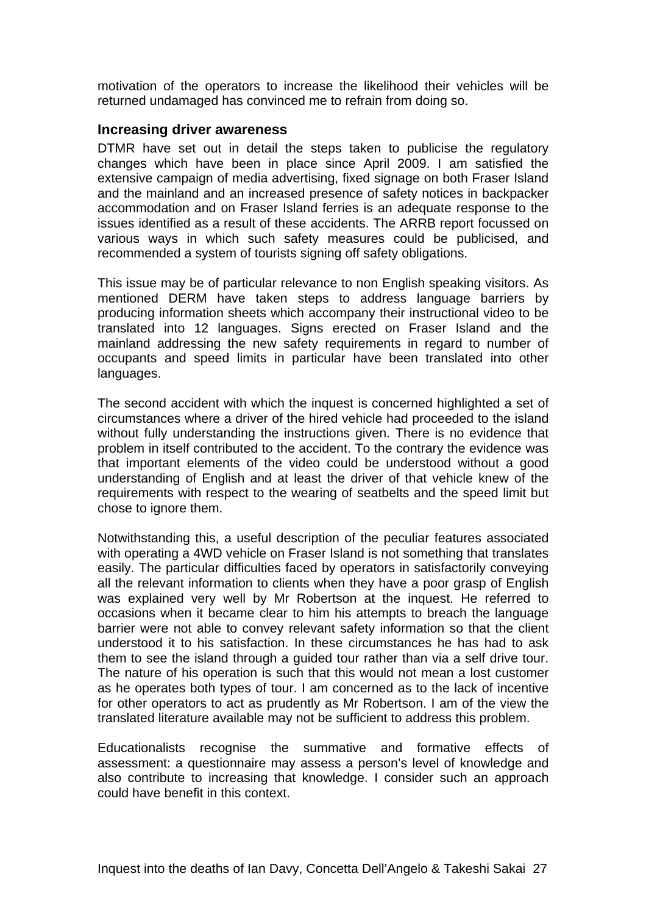motivation of the operators to increase the likelihood their vehicles will be returned undamaged has convinced me to refrain from doing so.

### Increasing driver awareness

DTMR have set out in detail the steps taken to publicise the regulatory changes which have been in place since April 2009. I am satisfied the extensive campaign of media advertising, fixed signage on both Fraser Island and the mainland and an increased presence of safety notices in backpacker accommodation and on Fraser Island ferries is an adequate response to the issues identified as a result of these accidents. The ARRB report focussed on various ways in which such safety measures could be publicised, and recommended a system of tourists signing off safety obligations.

This issue may be of particular relevance to non English speaking visitors. As mentioned DERM have taken steps to address language barriers by producing information sheets which accompany their instructional video to be translated into 12 languages. Signs erected on Fraser Island and the mainland addressing the new safety requirements in regard to number of occupants and speed limits in particular have been translated into other languages.

The second accident with which the inquest is concerned highlighted a set of circumstances where a driver of the hired vehicle had proceeded to the island without fully understanding the instructions given. There is no evidence that problem in itself contributed to the accident. To the contrary the evidence was that important elements of the video could be understood without a good understanding of English and at least the driver of that vehicle knew of the requirements with respect to the wearing of seatbelts and the speed limit but chose to ignore them.

Notwithstanding this, a useful description of the peculiar features associated with operating a 4WD vehicle on Fraser Island is not something that translates easily. The particular difficulties faced by operators in satisfactorily conveying all the relevant information to clients when they have a poor grasp of English was explained very well by Mr Robertson at the inquest. He referred to occasions when it became clear to him his attempts to breach the language barrier were not able to convey relevant safety information so that the client understood it to his satisfaction. In these circumstances he has had to ask them to see the island through a guided tour rather than via a self drive tour. The nature of his operation is such that this would not mean a lost customer as he operates both types of tour. I am concerned as to the lack of incentive for other operators to act as prudently as Mr Robertson. I am of the view the translated literature available may not be sufficient to address this problem.

Educationalists recognise the summative and formative effects of assessment: a questionnaire may assess a person's level of knowledge and also contribute to increasing that knowledge. I consider such an approach could have benefit in this context.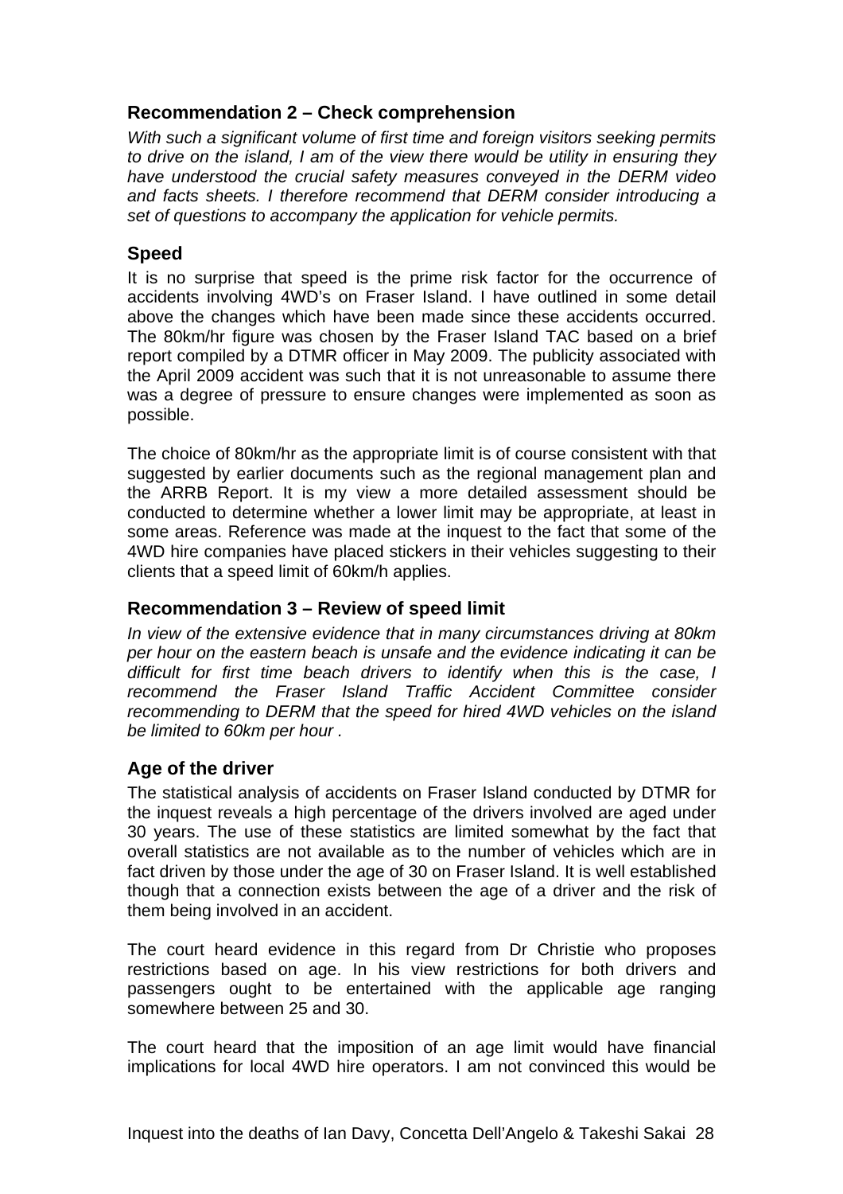## Recommendation 2 – Check comprehension

*With such a significant volume of first time and foreign visitors seeking permits to drive on the island, I am of the view there would be utility in ensuring they have understood the crucial safety measures conveyed in the DERM video and facts sheets. I therefore recommend that DERM consider introducing a set of questions to accompany the application for vehicle permits.*

## Speed

It is no surprise that speed is the prime risk factor for the occurrence of accidents involving 4WD's on Fraser Island. I have outlined in some detail above the changes which have been made since these accidents occurred. The 80km/hr figure was chosen by the Fraser Island TAC based on a brief report compiled by a DTMR officer in May 2009. The publicity associated with the April 2009 accident was such that it is not unreasonable to assume there was a degree of pressure to ensure changes were implemented as soon as possible.

The choice of 80km/hr as the appropriate limit is of course consistent with that suggested by earlier documents such as the regional management plan and the ARRB Report. It is my view a more detailed assessment should be conducted to determine whether a lower limit may be appropriate, at least in some areas. Reference was made at the inquest to the fact that some of the 4WD hire companies have placed stickers in their vehicles suggesting to their clients that a speed limit of 60km/h applies.

## Recommendation 3 – Review of speed limit

*In view of the extensive evidence that in many circumstances driving at 80km per hour on the eastern beach is unsafe and the evidence indicating it can be difficult for first time beach drivers to identify when this is the case, I recommend the Fraser Island Traffic Accident Committee consider recommending to DERM that the speed for hired 4WD vehicles on the island be limited to 60km per hour .*

## Age of the driver

The statistical analysis of accidents on Fraser Island conducted by DTMR for the inquest reveals a high percentage of the drivers involved are aged under 30 years. The use of these statistics are limited somewhat by the fact that overall statistics are not available as to the number of vehicles which are in fact driven by those under the age of 30 on Fraser Island. It is well established though that a connection exists between the age of a driver and the risk of them being involved in an accident.

The court heard evidence in this regard from Dr Christie who proposes restrictions based on age. In his view restrictions for both drivers and passengers ought to be entertained with the applicable age ranging somewhere between 25 and 30.

The court heard that the imposition of an age limit would have financial implications for local 4WD hire operators. I am not convinced this would be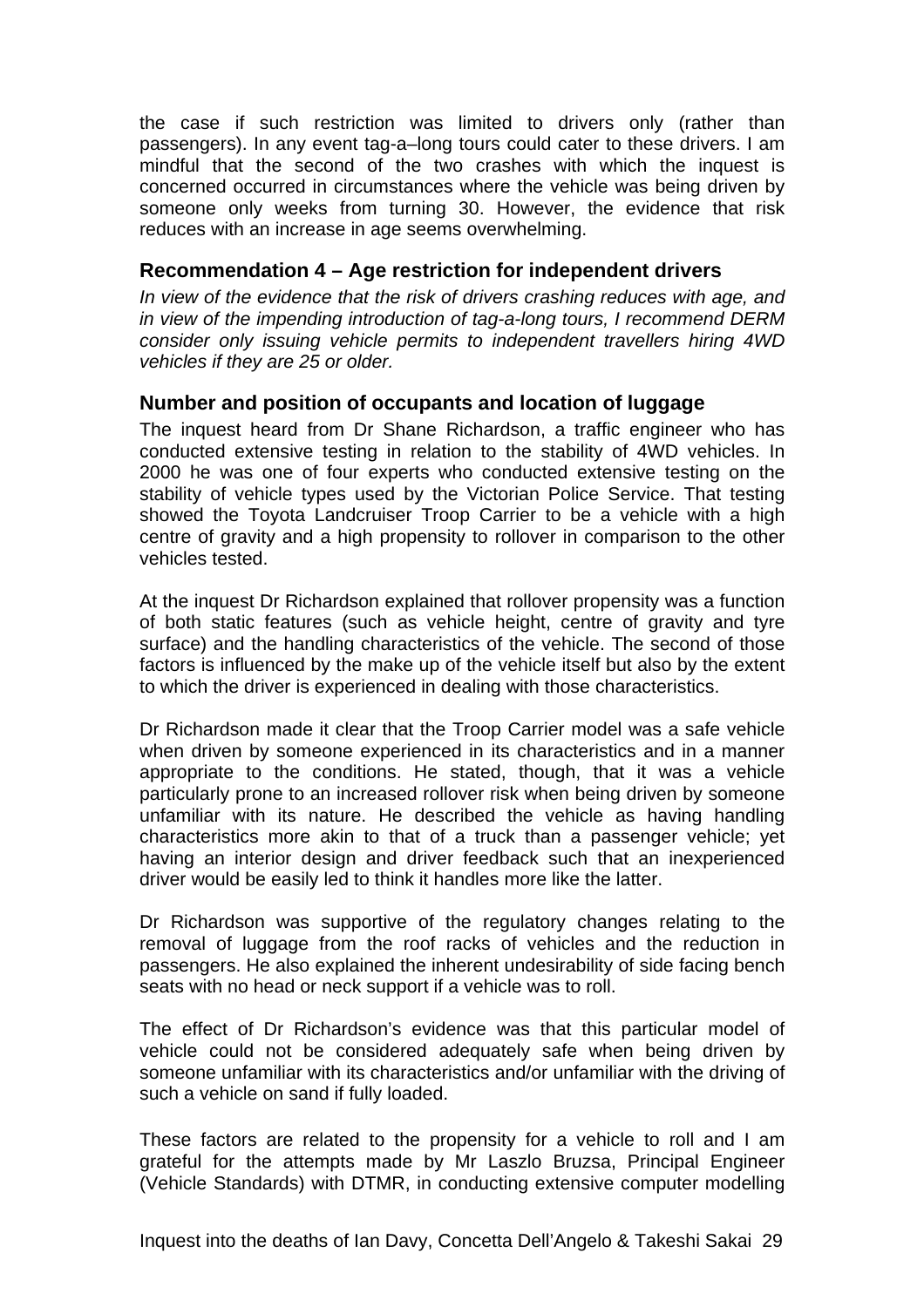the case if such restriction was limited to drivers only (rather than passengers). In any event tag-a–long tours could cater to these drivers. I am mindful that the second of the two crashes with which the inquest is concerned occurred in circumstances where the vehicle was being driven by someone only weeks from turning 30. However, the evidence that risk reduces with an increase in age seems overwhelming.

### Recommendation 4 – Age restriction for independent drivers

*In view of the evidence that the risk of drivers crashing reduces with age, and in view of the impending introduction of tag-a-long tours, I recommend DERM consider only issuing vehicle permits to independent travellers hiring 4WD vehicles if they are 25 or older.*

### Number and position of occupants and location of luggage

The inquest heard from Dr Shane Richardson, a traffic engineer who has conducted extensive testing in relation to the stability of 4WD vehicles. In 2000 he was one of four experts who conducted extensive testing on the stability of vehicle types used by the Victorian Police Service. That testing showed the Toyota Landcruiser Troop Carrier to be a vehicle with a high centre of gravity and a high propensity to rollover in comparison to the other vehicles tested.

At the inquest Dr Richardson explained that rollover propensity was a function of both static features (such as vehicle height, centre of gravity and tyre surface) and the handling characteristics of the vehicle. The second of those factors is influenced by the make up of the vehicle itself but also by the extent to which the driver is experienced in dealing with those characteristics.

Dr Richardson made it clear that the Troop Carrier model was a safe vehicle when driven by someone experienced in its characteristics and in a manner appropriate to the conditions. He stated, though, that it was a vehicle particularly prone to an increased rollover risk when being driven by someone unfamiliar with its nature. He described the vehicle as having handling characteristics more akin to that of a truck than a passenger vehicle; yet having an interior design and driver feedback such that an inexperienced driver would be easily led to think it handles more like the latter.

Dr Richardson was supportive of the regulatory changes relating to the removal of luggage from the roof racks of vehicles and the reduction in passengers. He also explained the inherent undesirability of side facing bench seats with no head or neck support if a vehicle was to roll.

The effect of Dr Richardson's evidence was that this particular model of vehicle could not be considered adequately safe when being driven by someone unfamiliar with its characteristics and/or unfamiliar with the driving of such a vehicle on sand if fully loaded.

These factors are related to the propensity for a vehicle to roll and I am grateful for the attempts made by Mr Laszlo Bruzsa, Principal Engineer (Vehicle Standards) with DTMR, in conducting extensive computer modelling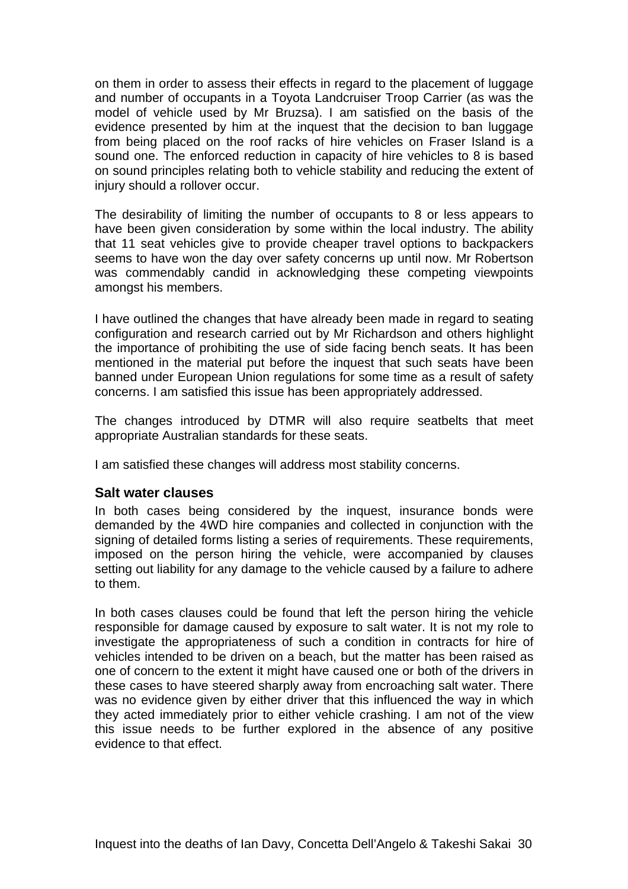on them in order to assess their effects in regard to the placement of luggage and number of occupants in a Toyota Landcruiser Troop Carrier (as was the model of vehicle used by Mr Bruzsa). I am satisfied on the basis of the evidence presented by him at the inquest that the decision to ban luggage from being placed on the roof racks of hire vehicles on Fraser Island is a sound one. The enforced reduction in capacity of hire vehicles to 8 is based on sound principles relating both to vehicle stability and reducing the extent of injury should a rollover occur.

The desirability of limiting the number of occupants to 8 or less appears to have been given consideration by some within the local industry. The ability that 11 seat vehicles give to provide cheaper travel options to backpackers seems to have won the day over safety concerns up until now. Mr Robertson was commendably candid in acknowledging these competing viewpoints amongst his members.

I have outlined the changes that have already been made in regard to seating configuration and research carried out by Mr Richardson and others highlight the importance of prohibiting the use of side facing bench seats. It has been mentioned in the material put before the inquest that such seats have been banned under European Union regulations for some time as a result of safety concerns. I am satisfied this issue has been appropriately addressed.

The changes introduced by DTMR will also require seatbelts that meet appropriate Australian standards for these seats.

I am satisfied these changes will address most stability concerns.

### Salt water clauses

In both cases being considered by the inquest, insurance bonds were demanded by the 4WD hire companies and collected in conjunction with the signing of detailed forms listing a series of requirements. These requirements, imposed on the person hiring the vehicle, were accompanied by clauses setting out liability for any damage to the vehicle caused by a failure to adhere to them.

In both cases clauses could be found that left the person hiring the vehicle responsible for damage caused by exposure to salt water. It is not my role to investigate the appropriateness of such a condition in contracts for hire of vehicles intended to be driven on a beach, but the matter has been raised as one of concern to the extent it might have caused one or both of the drivers in these cases to have steered sharply away from encroaching salt water. There was no evidence given by either driver that this influenced the way in which they acted immediately prior to either vehicle crashing. I am not of the view this issue needs to be further explored in the absence of any positive evidence to that effect.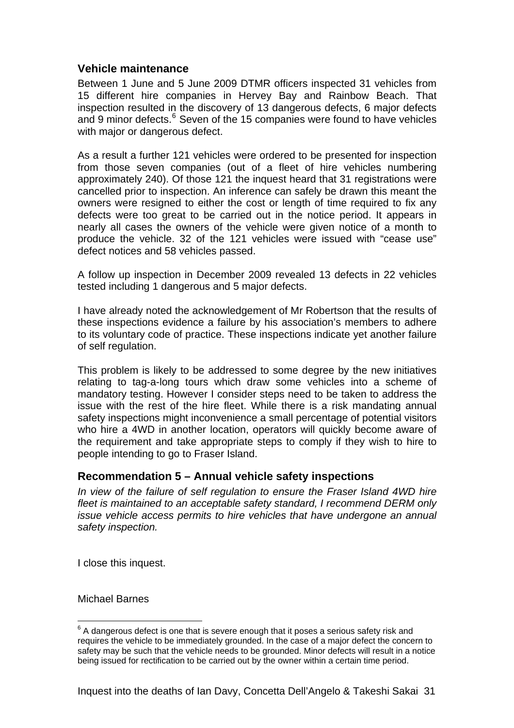### Vehicle maintenance

Between 1 June and 5 June 2009 DTMR officers inspected 31 vehicles from 15 different hire companies in Hervey Bay and Rainbow Beach. That inspection resulted in the discovery of 13 dangerous defects, 6 major defects and 9 minor defects.[6] Seven of the 15 companies were found to have vehicles with major or dangerous defect.

As a result a further 121 vehicles were ordered to be presented for inspection from those seven companies (out of a fleet of hire vehicles numbering approximately 240). Of those 121 the inquest heard that 31 registrations were cancelled prior to inspection. An inference can safely be drawn this meant the owners were resigned to either the cost or length of time required to fix any defects were too great to be carried out in the notice period. It appears in nearly all cases the owners of the vehicle were given notice of a month to produce the vehicle. 32 of the 121 vehicles were issued with "cease use" defect notices and 58 vehicles passed.

A follow up inspection in December 2009 revealed 13 defects in 22 vehicles tested including 1 dangerous and 5 major defects.

I have already noted the acknowledgement of Mr Robertson that the results of these inspections evidence a failure by his association's members to adhere to its voluntary code of practice. These inspections indicate yet another failure of self regulation.

This problem is likely to be addressed to some degree by the new initiatives relating to tag-a-long tours which draw some vehicles into a scheme of mandatory testing. However I consider steps need to be taken to address the issue with the rest of the hire fleet. While there is a risk mandating annual safety inspections might inconvenience a small percentage of potential visitors who hire a 4WD in another location, operators will quickly become aware of the requirement and take appropriate steps to comply if they wish to hire to people intending to go to Fraser Island.

### Recommendation 5 – Annual vehicle safety inspections

*In view of the failure of self regulation to ensure the Fraser Island 4WD hire fleet is maintained to an acceptable safety standard, I recommend DERM only issue vehicle access permits to hire vehicles that have undergone an annual safety inspection.*

I close this inquest.

Michael Barnes

---

[6] A dangerous defect is one that is severe enough that it poses a serious safety risk and requires the vehicle to be immediately grounded. In the case of a major defect the concern to safety may be such that the vehicle needs to be grounded. Minor defects will result in a notice being issued for rectification to be carried out by the owner within a certain time period.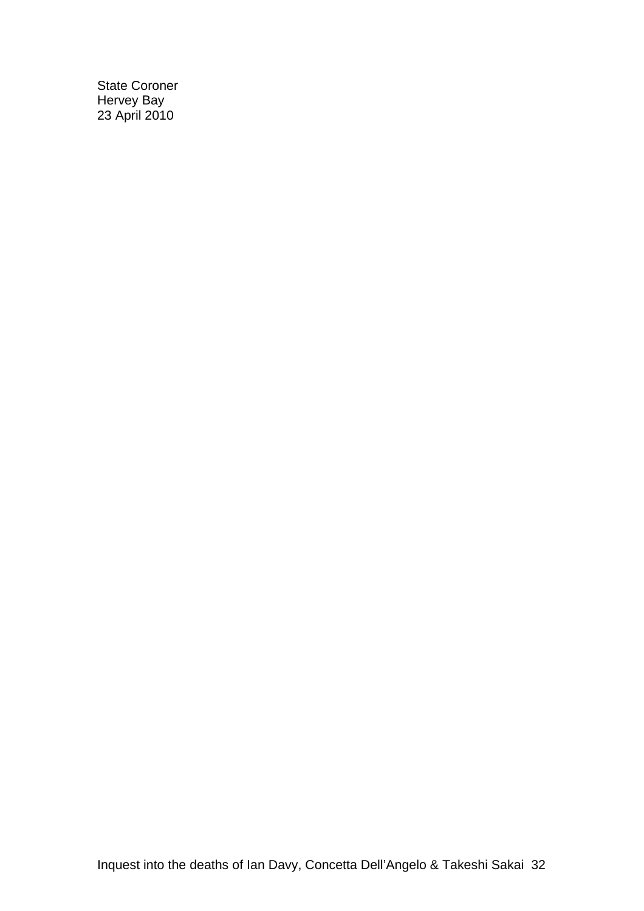State Coroner
Hervey Bay
23 April 2010